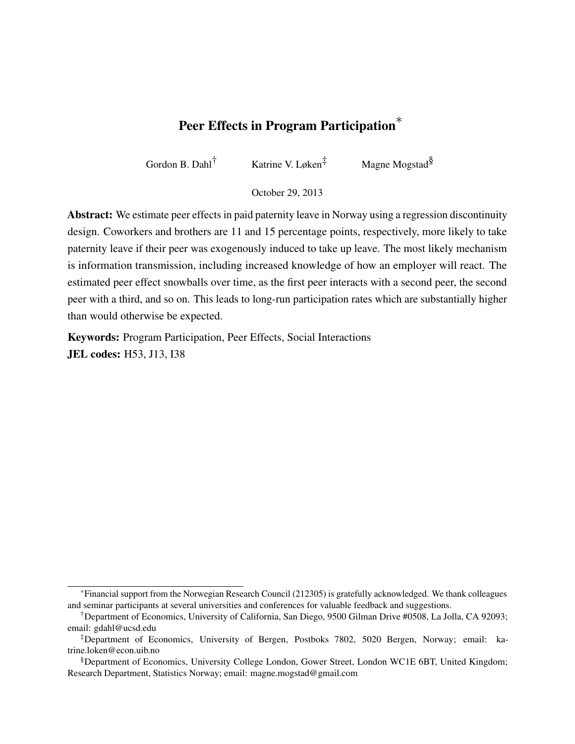# Peer Effects in Program Participation[*]

Gordon B. Dahl[†] Katrine V. Løken[‡] Magne Mogstad[§]

October 29, 2013

**Abstract:** We estimate peer effects in paid paternity leave in Norway using a regression discontinuity design. Coworkers and brothers are 11 and 15 percentage points, respectively, more likely to take paternity leave if their peer was exogenously induced to take up leave. The most likely mechanism is information transmission, including increased knowledge of how an employer will react. The estimated peer effect snowballs over time, as the first peer interacts with a second peer, the second peer with a third, and so on. This leads to long-run participation rates which are substantially higher than would otherwise be expected.

**Keywords:** Program Participation, Peer Effects, Social Interactions

**JEL codes:** H53, J13, I38

---

[*]Financial support from the Norwegian Research Council (212305) is gratefully acknowledged. We thank colleagues and seminar participants at several universities and conferences for valuable feedback and suggestions.

[†]Department of Economics, University of California, San Diego, 9500 Gilman Drive #0508, La Jolla, CA 92093; email: gdahl@ucsd.edu

[‡]Department of Economics, University of Bergen, Postboks 7802, 5020 Bergen, Norway; email: katrine.loken@econ.uib.no

[§]Department of Economics, University College London, Gower Street, London WC1E 6BT, United Kingdom; Research Department, Statistics Norway; email: magne.mogstad@gmail.com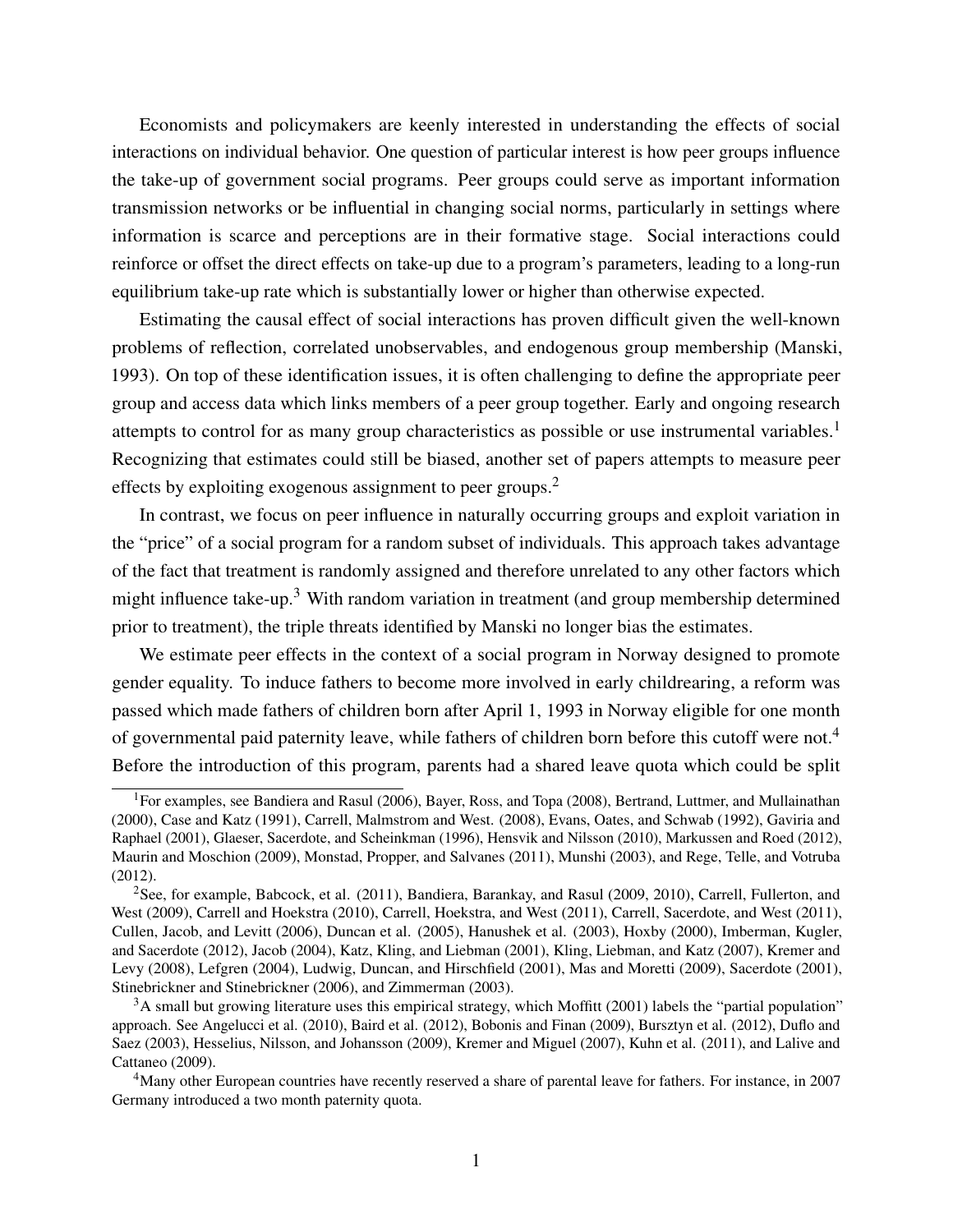Economists and policymakers are keenly interested in understanding the effects of social interactions on individual behavior. One question of particular interest is how peer groups influence the take-up of government social programs. Peer groups could serve as important information transmission networks or be influential in changing social norms, particularly in settings where information is scarce and perceptions are in their formative stage. Social interactions could reinforce or offset the direct effects on take-up due to a program's parameters, leading to a long-run equilibrium take-up rate which is substantially lower or higher than otherwise expected.

Estimating the causal effect of social interactions has proven difficult given the well-known problems of reflection, correlated unobservables, and endogenous group membership (Manski, 1993). On top of these identification issues, it is often challenging to define the appropriate peer group and access data which links members of a peer group together. Early and ongoing research attempts to control for as many group characteristics as possible or use instrumental variables.[1] Recognizing that estimates could still be biased, another set of papers attempts to measure peer effects by exploiting exogenous assignment to peer groups.[2]

In contrast, we focus on peer influence in naturally occurring groups and exploit variation in the "price" of a social program for a random subset of individuals. This approach takes advantage of the fact that treatment is randomly assigned and therefore unrelated to any other factors which might influence take-up.[3] With random variation in treatment (and group membership determined prior to treatment), the triple threats identified by Manski no longer bias the estimates.

We estimate peer effects in the context of a social program in Norway designed to promote gender equality. To induce fathers to become more involved in early childrearing, a reform was passed which made fathers of children born after April 1, 1993 in Norway eligible for one month of governmental paid paternity leave, while fathers of children born before this cutoff were not.[4] Before the introduction of this program, parents had a shared leave quota which could be split

[1] For examples, see Bandiera and Rasul (2006), Bayer, Ross, and Topa (2008), Bertrand, Luttmer, and Mullainathan (2000), Case and Katz (1991), Carrell, Malmstrom and West. (2008), Evans, Oates, and Schwab (1992), Gaviria and Raphael (2001), Glaeser, Sacerdote, and Scheinkman (1996), Hensvik and Nilsson (2010), Markussen and Roed (2012), Maurin and Moschion (2009), Monstad, Propper, and Salvanes (2011), Munshi (2003), and Rege, Telle, and Votruba (2012).

[2] See, for example, Babcock, et al. (2011), Bandiera, Barankay, and Rasul (2009, 2010), Carrell, Fullerton, and West (2009), Carrell and Hoekstra (2010), Carrell, Hoekstra, and West (2011), Carrell, Sacerdote, and West (2011), Cullen, Jacob, and Levitt (2006), Duncan et al. (2005), Hanushek et al. (2003), Hoxby (2000), Imberman, Kugler, and Sacerdote (2012), Jacob (2004), Katz, Kling, and Liebman (2001), Kling, Liebman, and Katz (2007), Kremer and Levy (2008), Lefgren (2004), Ludwig, Duncan, and Hirschfield (2001), Mas and Moretti (2009), Sacerdote (2001), Stinebrickner and Stinebrickner (2006), and Zimmerman (2003).

[3] A small but growing literature uses this empirical strategy, which Moffitt (2001) labels the "partial population" approach. See Angelucci et al. (2010), Baird et al. (2012), Bobonis and Finan (2009), Bursztyn et al. (2012), Duflo and Saez (2003), Hesselius, Nilsson, and Johansson (2009), Kremer and Miguel (2007), Kuhn et al. (2011), and Lalive and Cattaneo (2009).

[4] Many other European countries have recently reserved a share of parental leave for fathers. For instance, in 2007 Germany introduced a two month paternity quota.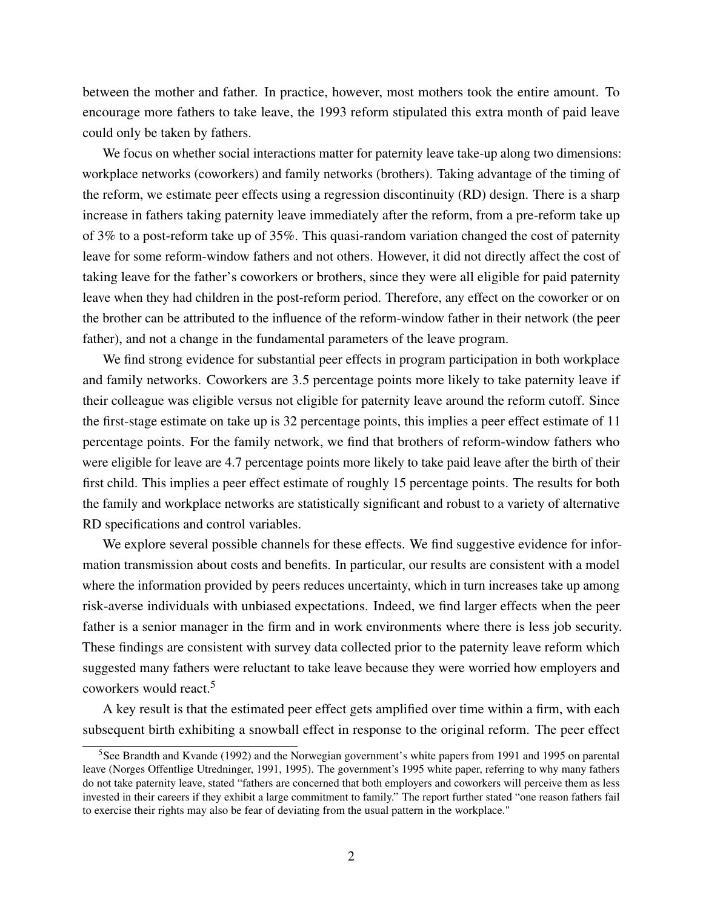between the mother and father. In practice, however, most mothers took the entire amount. To encourage more fathers to take leave, the 1993 reform stipulated this extra month of paid leave could only be taken by fathers.

We focus on whether social interactions matter for paternity leave take-up along two dimensions: workplace networks (coworkers) and family networks (brothers). Taking advantage of the timing of the reform, we estimate peer effects using a regression discontinuity (RD) design. There is a sharp increase in fathers taking paternity leave immediately after the reform, from a pre-reform take up of 3% to a post-reform take up of 35%. This quasi-random variation changed the cost of paternity leave for some reform-window fathers and not others. However, it did not directly affect the cost of taking leave for the father's coworkers or brothers, since they were all eligible for paid paternity leave when they had children in the post-reform period. Therefore, any effect on the coworker or on the brother can be attributed to the influence of the reform-window father in their network (the peer father), and not a change in the fundamental parameters of the leave program.

We find strong evidence for substantial peer effects in program participation in both workplace and family networks. Coworkers are 3.5 percentage points more likely to take paternity leave if their colleague was eligible versus not eligible for paternity leave around the reform cutoff. Since the first-stage estimate on take up is 32 percentage points, this implies a peer effect estimate of 11 percentage points. For the family network, we find that brothers of reform-window fathers who were eligible for leave are 4.7 percentage points more likely to take paid leave after the birth of their first child. This implies a peer effect estimate of roughly 15 percentage points. The results for both the family and workplace networks are statistically significant and robust to a variety of alternative RD specifications and control variables.

We explore several possible channels for these effects. We find suggestive evidence for information transmission about costs and benefits. In particular, our results are consistent with a model where the information provided by peers reduces uncertainty, which in turn increases take up among risk-averse individuals with unbiased expectations. Indeed, we find larger effects when the peer father is a senior manager in the firm and in work environments where there is less job security. These findings are consistent with survey data collected prior to the paternity leave reform which suggested many fathers were reluctant to take leave because they were worried how employers and coworkers would react.[5]

A key result is that the estimated peer effect gets amplified over time within a firm, with each subsequent birth exhibiting a snowball effect in response to the original reform. The peer effect

[5] See Brandth and Kvande (1992) and the Norwegian government's white papers from 1991 and 1995 on parental leave (Norges Offentlige Utredninger, 1991, 1995). The government's 1995 white paper, referring to why many fathers do not take paternity leave, stated "fathers are concerned that both employers and coworkers will perceive them as less invested in their careers if they exhibit a large commitment to family." The report further stated "one reason fathers fail to exercise their rights may also be fear of deviating from the usual pattern in the workplace."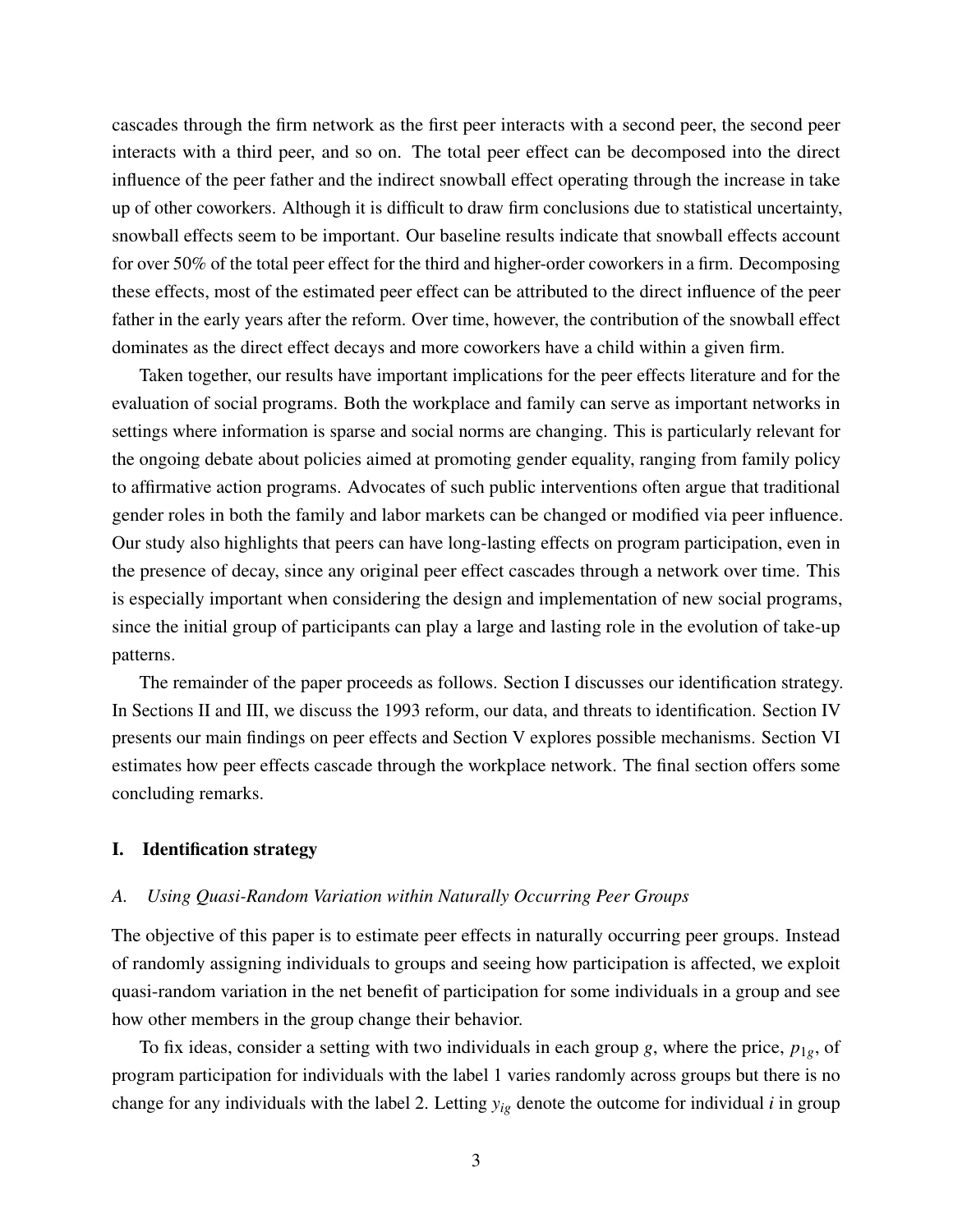cascades through the firm network as the first peer interacts with a second peer, the second peer interacts with a third peer, and so on. The total peer effect can be decomposed into the direct influence of the peer father and the indirect snowball effect operating through the increase in take up of other coworkers. Although it is difficult to draw firm conclusions due to statistical uncertainty, snowball effects seem to be important. Our baseline results indicate that snowball effects account for over 50% of the total peer effect for the third and higher-order coworkers in a firm. Decomposing these effects, most of the estimated peer effect can be attributed to the direct influence of the peer father in the early years after the reform. Over time, however, the contribution of the snowball effect dominates as the direct effect decays and more coworkers have a child within a given firm.

Taken together, our results have important implications for the peer effects literature and for the evaluation of social programs. Both the workplace and family can serve as important networks in settings where information is sparse and social norms are changing. This is particularly relevant for the ongoing debate about policies aimed at promoting gender equality, ranging from family policy to affirmative action programs. Advocates of such public interventions often argue that traditional gender roles in both the family and labor markets can be changed or modified via peer influence. Our study also highlights that peers can have long-lasting effects on program participation, even in the presence of decay, since any original peer effect cascades through a network over time. This is especially important when considering the design and implementation of new social programs, since the initial group of participants can play a large and lasting role in the evolution of take-up patterns.

The remainder of the paper proceeds as follows. Section I discusses our identification strategy. In Sections II and III, we discuss the 1993 reform, our data, and threats to identification. Section IV presents our main findings on peer effects and Section V explores possible mechanisms. Section VI estimates how peer effects cascade through the workplace network. The final section offers some concluding remarks.

## I. Identification strategy

### *A. Using Quasi-Random Variation within Naturally Occurring Peer Groups*

The objective of this paper is to estimate peer effects in naturally occurring peer groups. Instead of randomly assigning individuals to groups and seeing how participation is affected, we exploit quasi-random variation in the net benefit of participation for some individuals in a group and see how other members in the group change their behavior.

To fix ideas, consider a setting with two individuals in each group $g$, where the price, $p_{1g}$, of program participation for individuals with the label 1 varies randomly across groups but there is no change for any individuals with the label 2. Letting $y_{ig}$ denote the outcome for individual $i$ in group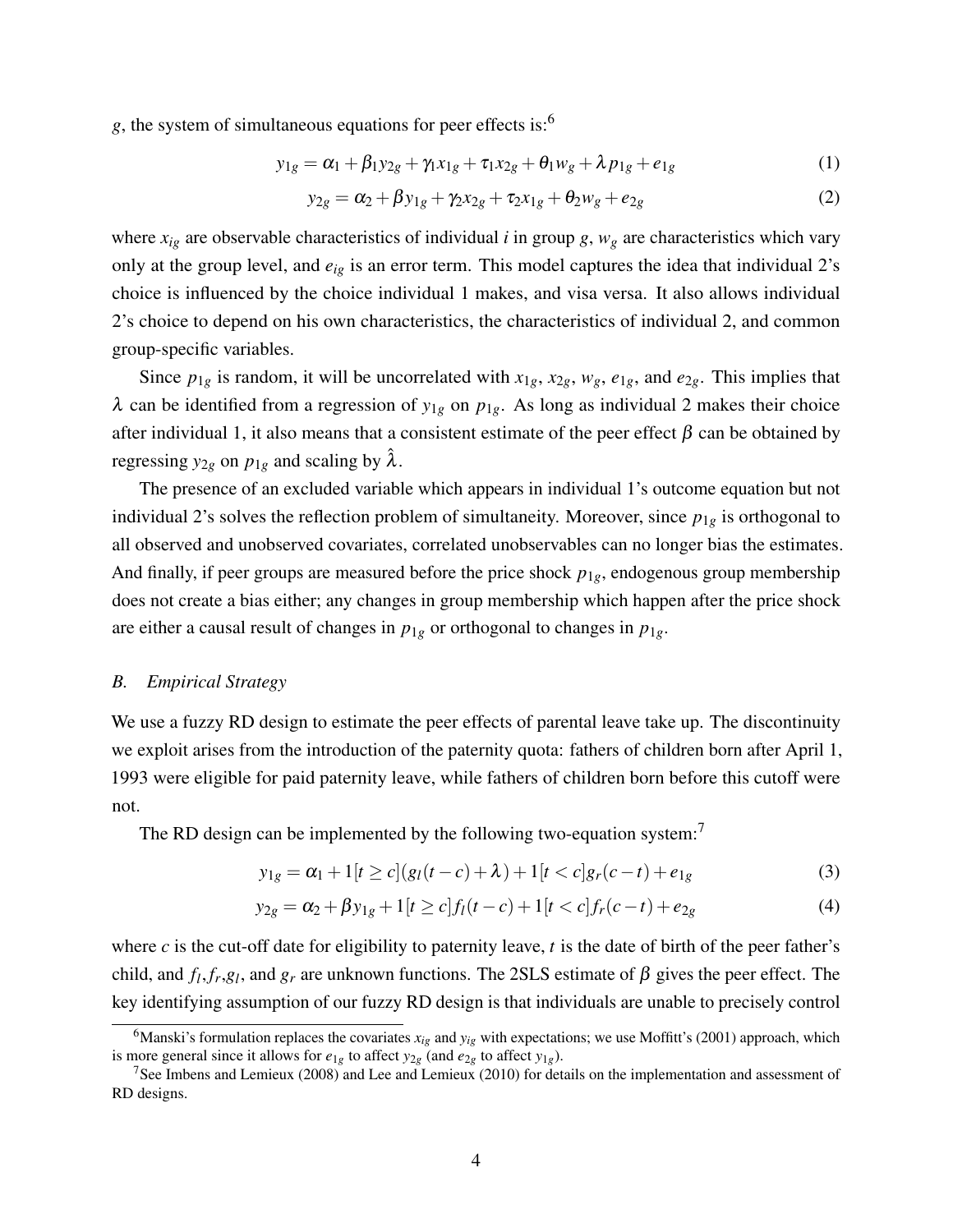$g$, the system of simultaneous equations for peer effects is:[6]

$$y_{1g} = \alpha_1 + \beta_1 y_{2g} + \gamma_1 x_{1g} + \tau_1 x_{2g} + \theta_1 w_g + \lambda p_{1g} + e_{1g} \tag{1}$$

$$y_{2g} = \alpha_2 + \beta y_{1g} + \gamma_2 x_{2g} + \tau_2 x_{1g} + \theta_2 w_g + e_{2g} \tag{2}$$

where $x_{ig}$ are observable characteristics of individual $i$ in group $g$, $w_g$ are characteristics which vary only at the group level, and $e_{ig}$ is an error term. This model captures the idea that individual 2's choice is influenced by the choice individual 1 makes, and visa versa. It also allows individual 2's choice to depend on his own characteristics, the characteristics of individual 2, and common group-specific variables.

Since $p_{1g}$ is random, it will be uncorrelated with $x_{1g}$, $x_{2g}$, $w_g$, $e_{1g}$, and $e_{2g}$. This implies that $\lambda$ can be identified from a regression of $y_{1g}$ on $p_{1g}$. As long as individual 2 makes their choice after individual 1, it also means that a consistent estimate of the peer effect $\beta$ can be obtained by regressing $y_{2g}$ on $p_{1g}$ and scaling by $\hat{\lambda}$.

The presence of an excluded variable which appears in individual 1's outcome equation but not individual 2's solves the reflection problem of simultaneity. Moreover, since $p_{1g}$ is orthogonal to all observed and unobserved covariates, correlated unobservables can no longer bias the estimates. And finally, if peer groups are measured before the price shock $p_{1g}$, endogenous group membership does not create a bias either; any changes in group membership which happen after the price shock are either a causal result of changes in $p_{1g}$ or orthogonal to changes in $p_{1g}$.

### *B. Empirical Strategy*

We use a fuzzy RD design to estimate the peer effects of parental leave take up. The discontinuity we exploit arises from the introduction of the paternity quota: fathers of children born after April 1, 1993 were eligible for paid paternity leave, while fathers of children born before this cutoff were not.

The RD design can be implemented by the following two-equation system:[7]

$$y_{1g} = \alpha_1 + 1[t \geq c](g_l(t-c) + \lambda) + 1[t < c]g_r(c-t) + e_{1g} \tag{3}$$

$$y_{2g} = \alpha_2 + \beta y_{1g} + 1[t \geq c]f_l(t-c) + 1[t < c]f_r(c-t) + e_{2g} \tag{4}$$

where $c$ is the cut-off date for eligibility to paternity leave, $t$ is the date of birth of the peer father's child, and $f_l$, $f_r$, $g_l$, and $g_r$ are unknown functions. The 2SLS estimate of $\beta$ gives the peer effect. The key identifying assumption of our fuzzy RD design is that individuals are unable to precisely control

[6] Manski's formulation replaces the covariates $x_{ig}$ and $y_{ig}$ with expectations; we use Moffitt's (2001) approach, which is more general since it allows for $e_{1g}$ to affect $y_{2g}$ (and $e_{2g}$ to affect $y_{1g}$).

[7] See Imbens and Lemieux (2008) and Lee and Lemieux (2010) for details on the implementation and assessment of RD designs.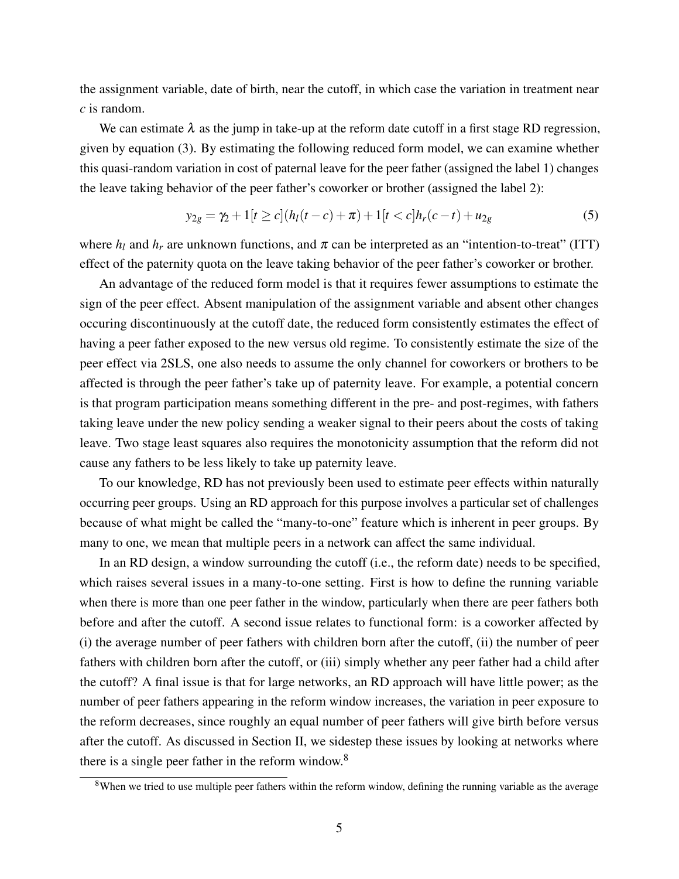the assignment variable, date of birth, near the cutoff, in which case the variation in treatment near $c$ is random.

We can estimate $\lambda$ as the jump in take-up at the reform date cutoff in a first stage RD regression, given by equation (3). By estimating the following reduced form model, we can examine whether this quasi-random variation in cost of paternal leave for the peer father (assigned the label 1) changes the leave taking behavior of the peer father's coworker or brother (assigned the label 2):

$$y_{2g} = \gamma_2 + 1[t \geq c](h_l(t-c) + \pi) + 1[t < c]h_r(c-t) + u_{2g} \tag{5}$$

where $h_l$ and $h_r$ are unknown functions, and $\pi$ can be interpreted as an "intention-to-treat" (ITT) effect of the paternity quota on the leave taking behavior of the peer father's coworker or brother.

An advantage of the reduced form model is that it requires fewer assumptions to estimate the sign of the peer effect. Absent manipulation of the assignment variable and absent other changes occuring discontinuously at the cutoff date, the reduced form consistently estimates the effect of having a peer father exposed to the new versus old regime. To consistently estimate the size of the peer effect via 2SLS, one also needs to assume the only channel for coworkers or brothers to be affected is through the peer father's take up of paternity leave. For example, a potential concern is that program participation means something different in the pre- and post-regimes, with fathers taking leave under the new policy sending a weaker signal to their peers about the costs of taking leave. Two stage least squares also requires the monotonicity assumption that the reform did not cause any fathers to be less likely to take up paternity leave.

To our knowledge, RD has not previously been used to estimate peer effects within naturally occurring peer groups. Using an RD approach for this purpose involves a particular set of challenges because of what might be called the "many-to-one" feature which is inherent in peer groups. By many to one, we mean that multiple peers in a network can affect the same individual.

In an RD design, a window surrounding the cutoff (i.e., the reform date) needs to be specified, which raises several issues in a many-to-one setting. First is how to define the running variable when there is more than one peer father in the window, particularly when there are peer fathers both before and after the cutoff. A second issue relates to functional form: is a coworker affected by (i) the average number of peer fathers with children born after the cutoff, (ii) the number of peer fathers with children born after the cutoff, or (iii) simply whether any peer father had a child after the cutoff? A final issue is that for large networks, an RD approach will have little power; as the number of peer fathers appearing in the reform window increases, the variation in peer exposure to the reform decreases, since roughly an equal number of peer fathers will give birth before versus after the cutoff. As discussed in Section II, we sidestep these issues by looking at networks where there is a single peer father in the reform window.[8]

[8]When we tried to use multiple peer fathers within the reform window, defining the running variable as the average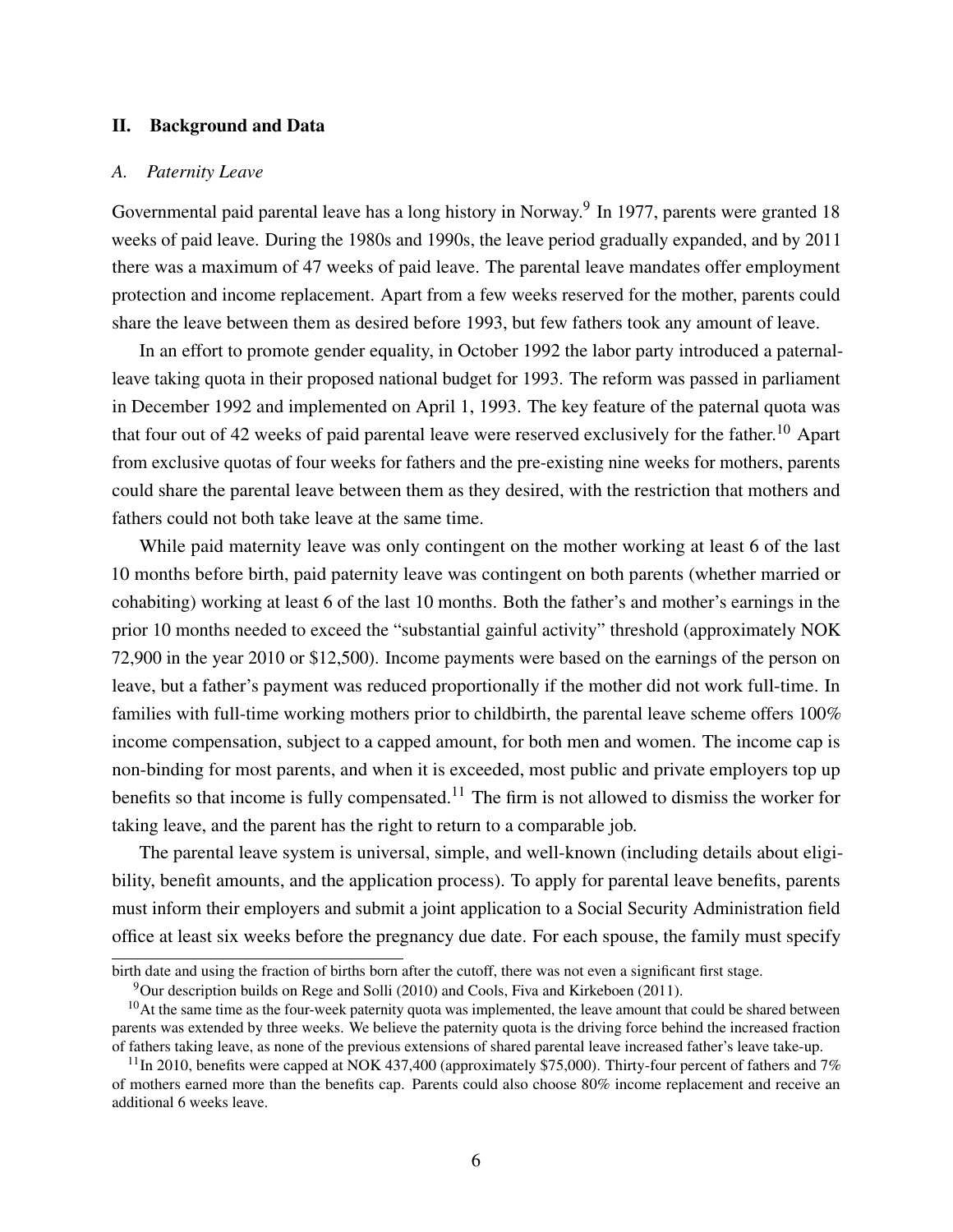## II. Background and Data

### *A. Paternity Leave*

Governmental paid parental leave has a long history in Norway.[9] In 1977, parents were granted 18 weeks of paid leave. During the 1980s and 1990s, the leave period gradually expanded, and by 2011 there was a maximum of 47 weeks of paid leave. The parental leave mandates offer employment protection and income replacement. Apart from a few weeks reserved for the mother, parents could share the leave between them as desired before 1993, but few fathers took any amount of leave.

In an effort to promote gender equality, in October 1992 the labor party introduced a paternal-leave taking quota in their proposed national budget for 1993. The reform was passed in parliament in December 1992 and implemented on April 1, 1993. The key feature of the paternal quota was that four out of 42 weeks of paid parental leave were reserved exclusively for the father.[10] Apart from exclusive quotas of four weeks for fathers and the pre-existing nine weeks for mothers, parents could share the parental leave between them as they desired, with the restriction that mothers and fathers could not both take leave at the same time.

While paid maternity leave was only contingent on the mother working at least 6 of the last 10 months before birth, paid paternity leave was contingent on both parents (whether married or cohabiting) working at least 6 of the last 10 months. Both the father's and mother's earnings in the prior 10 months needed to exceed the "substantial gainful activity" threshold (approximately NOK 72,900 in the year 2010 or $12,500). Income payments were based on the earnings of the person on leave, but a father's payment was reduced proportionally if the mother did not work full-time. In families with full-time working mothers prior to childbirth, the parental leave scheme offers 100% income compensation, subject to a capped amount, for both men and women. The income cap is non-binding for most parents, and when it is exceeded, most public and private employers top up benefits so that income is fully compensated.[11] The firm is not allowed to dismiss the worker for taking leave, and the parent has the right to return to a comparable job.

The parental leave system is universal, simple, and well-known (including details about eligibility, benefit amounts, and the application process). To apply for parental leave benefits, parents must inform their employers and submit a joint application to a Social Security Administration field office at least six weeks before the pregnancy due date. For each spouse, the family must specify

birth date and using the fraction of births born after the cutoff, there was not even a significant first stage.

[9] Our description builds on Rege and Solli (2010) and Cools, Fiva and Kirkeboen (2011).

[10] At the same time as the four-week paternity quota was implemented, the leave amount that could be shared between parents was extended by three weeks. We believe the paternity quota is the driving force behind the increased fraction of fathers taking leave, as none of the previous extensions of shared parental leave increased father's leave take-up.

[11] In 2010, benefits were capped at NOK 437,400 (approximately $75,000). Thirty-four percent of fathers and 7% of mothers earned more than the benefits cap. Parents could also choose 80% income replacement and receive an additional 6 weeks leave.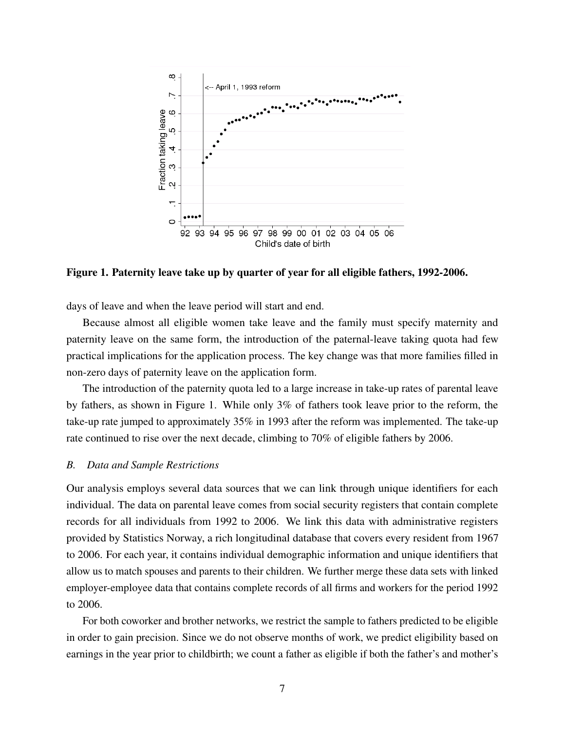**Figure 1. Paternity leave take up by quarter of year for all eligible fathers, 1992-2006.**

days of leave and when the leave period will start and end.

Because almost all eligible women take leave and the family must specify maternity and paternity leave on the same form, the introduction of the paternal-leave taking quota had few practical implications for the application process. The key change was that more families filled in non-zero days of paternity leave on the application form.

The introduction of the paternity quota led to a large increase in take-up rates of parental leave by fathers, as shown in Figure 1. While only 3% of fathers took leave prior to the reform, the take-up rate jumped to approximately 35% in 1993 after the reform was implemented. The take-up rate continued to rise over the next decade, climbing to 70% of eligible fathers by 2006.

### *B. Data and Sample Restrictions*

Our analysis employs several data sources that we can link through unique identifiers for each individual. The data on parental leave comes from social security registers that contain complete records for all individuals from 1992 to 2006. We link this data with administrative registers provided by Statistics Norway, a rich longitudinal database that covers every resident from 1967 to 2006. For each year, it contains individual demographic information and unique identifiers that allow us to match spouses and parents to their children. We further merge these data sets with linked employer-employee data that contains complete records of all firms and workers for the period 1992 to 2006.

For both coworker and brother networks, we restrict the sample to fathers predicted to be eligible in order to gain precision. Since we do not observe months of work, we predict eligibility based on earnings in the year prior to childbirth; we count a father as eligible if both the father's and mother's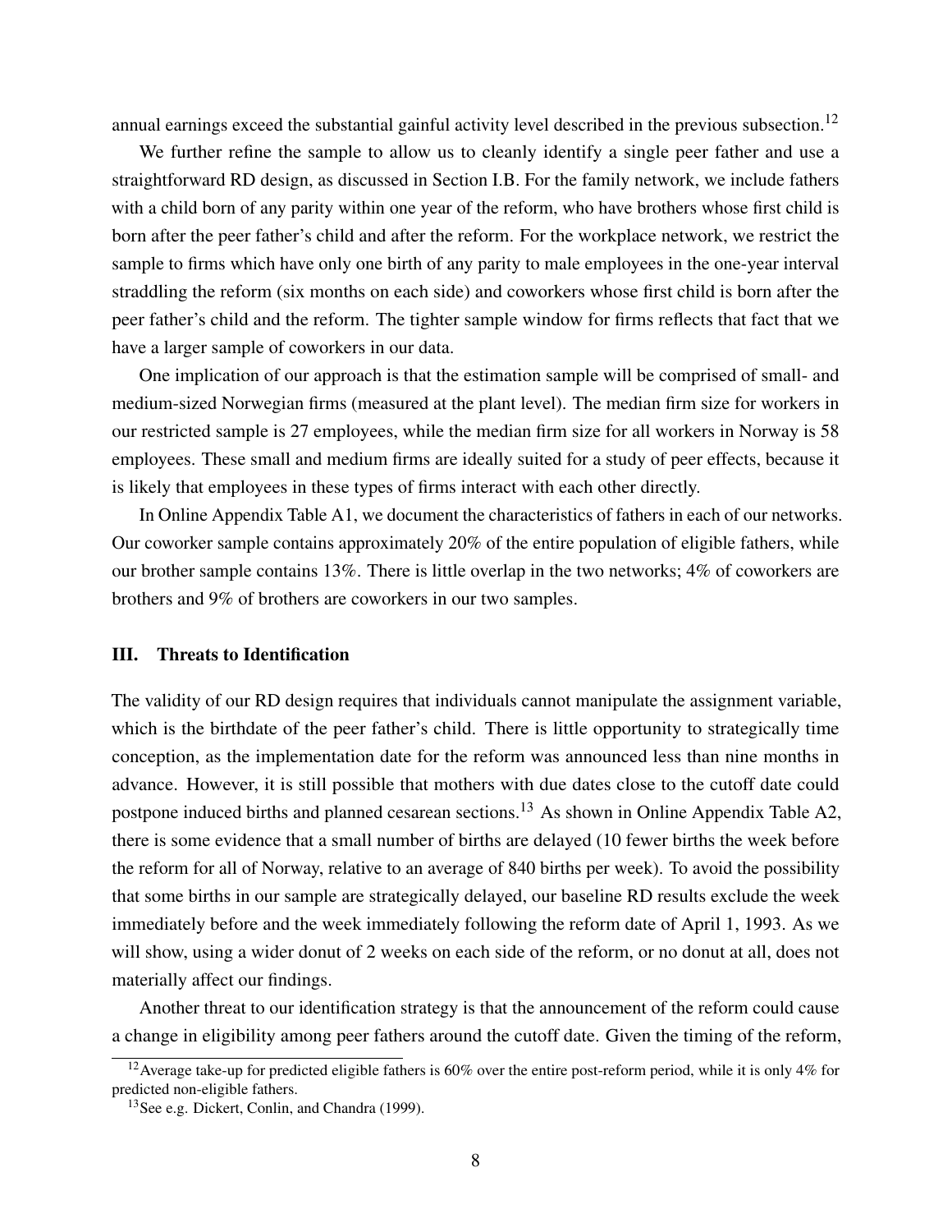annual earnings exceed the substantial gainful activity level described in the previous subsection.[12]

We further refine the sample to allow us to cleanly identify a single peer father and use a straightforward RD design, as discussed in Section I.B. For the family network, we include fathers with a child born of any parity within one year of the reform, who have brothers whose first child is born after the peer father's child and after the reform. For the workplace network, we restrict the sample to firms which have only one birth of any parity to male employees in the one-year interval straddling the reform (six months on each side) and coworkers whose first child is born after the peer father's child and the reform. The tighter sample window for firms reflects that fact that we have a larger sample of coworkers in our data.

One implication of our approach is that the estimation sample will be comprised of small- and medium-sized Norwegian firms (measured at the plant level). The median firm size for workers in our restricted sample is 27 employees, while the median firm size for all workers in Norway is 58 employees. These small and medium firms are ideally suited for a study of peer effects, because it is likely that employees in these types of firms interact with each other directly.

In Online Appendix Table A1, we document the characteristics of fathers in each of our networks. Our coworker sample contains approximately 20% of the entire population of eligible fathers, while our brother sample contains 13%. There is little overlap in the two networks; 4% of coworkers are brothers and 9% of brothers are coworkers in our two samples.

## III. Threats to Identification

The validity of our RD design requires that individuals cannot manipulate the assignment variable, which is the birthdate of the peer father's child. There is little opportunity to strategically time conception, as the implementation date for the reform was announced less than nine months in advance. However, it is still possible that mothers with due dates close to the cutoff date could postpone induced births and planned cesarean sections.[13] As shown in Online Appendix Table A2, there is some evidence that a small number of births are delayed (10 fewer births the week before the reform for all of Norway, relative to an average of 840 births per week). To avoid the possibility that some births in our sample are strategically delayed, our baseline RD results exclude the week immediately before and the week immediately following the reform date of April 1, 1993. As we will show, using a wider donut of 2 weeks on each side of the reform, or no donut at all, does not materially affect our findings.

Another threat to our identification strategy is that the announcement of the reform could cause a change in eligibility among peer fathers around the cutoff date. Given the timing of the reform,

[12] Average take-up for predicted eligible fathers is 60% over the entire post-reform period, while it is only 4% for predicted non-eligible fathers.

[13] See e.g. Dickert, Conlin, and Chandra (1999).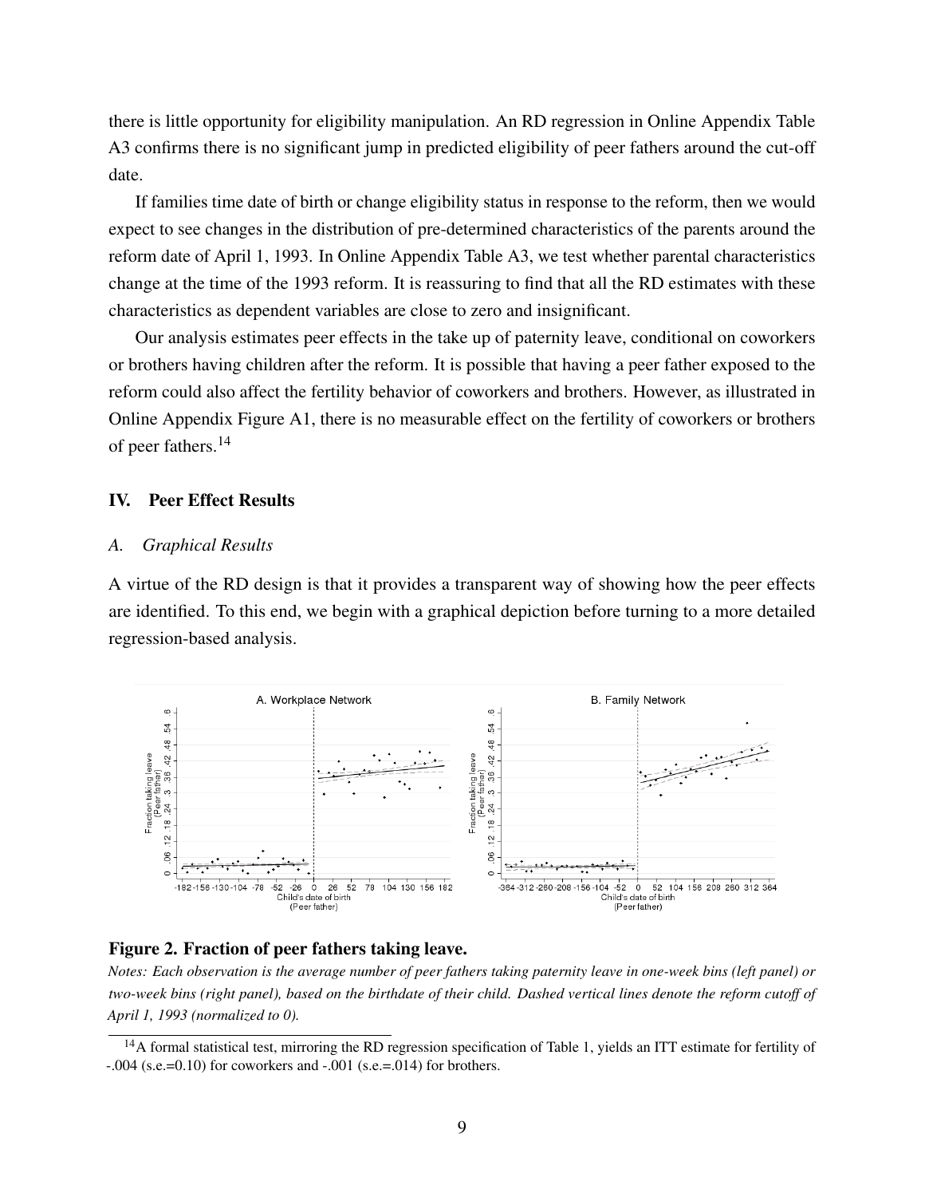there is little opportunity for eligibility manipulation. An RD regression in Online Appendix Table A3 confirms there is no significant jump in predicted eligibility of peer fathers around the cut-off date.

If families time date of birth or change eligibility status in response to the reform, then we would expect to see changes in the distribution of pre-determined characteristics of the parents around the reform date of April 1, 1993. In Online Appendix Table A3, we test whether parental characteristics change at the time of the 1993 reform. It is reassuring to find that all the RD estimates with these characteristics as dependent variables are close to zero and insignificant.

Our analysis estimates peer effects in the take up of paternity leave, conditional on coworkers or brothers having children after the reform. It is possible that having a peer father exposed to the reform could also affect the fertility behavior of coworkers and brothers. However, as illustrated in Online Appendix Figure A1, there is no measurable effect on the fertility of coworkers or brothers of peer fathers.[14]

## IV. Peer Effect Results

### *A. Graphical Results*

A virtue of the RD design is that it provides a transparent way of showing how the peer effects are identified. To this end, we begin with a graphical depiction before turning to a more detailed regression-based analysis.

**Figure 2. Fraction of peer fathers taking leave.**

*Notes: Each observation is the average number of peer fathers taking paternity leave in one-week bins (left panel) or two-week bins (right panel), based on the birthdate of their child. Dashed vertical lines denote the reform cutoff of April 1, 1993 (normalized to 0).*

[14]A formal statistical test, mirroring the RD regression specification of Table 1, yields an ITT estimate for fertility of -.004 (s.e.=0.10) for coworkers and -.001 (s.e.=.014) for brothers.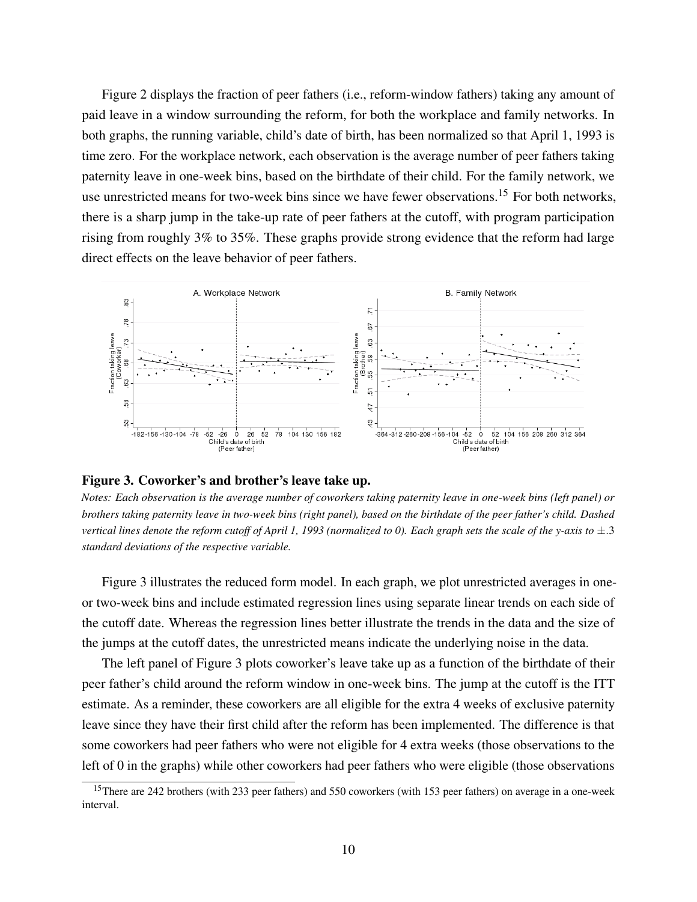Figure 2 displays the fraction of peer fathers (i.e., reform-window fathers) taking any amount of paid leave in a window surrounding the reform, for both the workplace and family networks. In both graphs, the running variable, child's date of birth, has been normalized so that April 1, 1993 is time zero. For the workplace network, each observation is the average number of peer fathers taking paternity leave in one-week bins, based on the birthdate of their child. For the family network, we use unrestricted means for two-week bins since we have fewer observations.[15] For both networks, there is a sharp jump in the take-up rate of peer fathers at the cutoff, with program participation rising from roughly 3% to 35%. These graphs provide strong evidence that the reform had large direct effects on the leave behavior of peer fathers.

**Figure 3. Coworker's and brother's leave take up.**

*Notes: Each observation is the average number of coworkers taking paternity leave in one-week bins (left panel) or brothers taking paternity leave in two-week bins (right panel), based on the birthdate of the peer father's child. Dashed vertical lines denote the reform cutoff of April 1, 1993 (normalized to 0). Each graph sets the scale of the y-axis to* $\pm .3$ *standard deviations of the respective variable.*

Figure 3 illustrates the reduced form model. In each graph, we plot unrestricted averages in one- or two-week bins and include estimated regression lines using separate linear trends on each side of the cutoff date. Whereas the regression lines better illustrate the trends in the data and the size of the jumps at the cutoff dates, the unrestricted means indicate the underlying noise in the data.

The left panel of Figure 3 plots coworker's leave take up as a function of the birthdate of their peer father's child around the reform window in one-week bins. The jump at the cutoff is the ITT estimate. As a reminder, these coworkers are all eligible for the extra 4 weeks of exclusive paternity leave since they have their first child after the reform has been implemented. The difference is that some coworkers had peer fathers who were not eligible for 4 extra weeks (those observations to the left of 0 in the graphs) while other coworkers had peer fathers who were eligible (those observations

[15] There are 242 brothers (with 233 peer fathers) and 550 coworkers (with 153 peer fathers) on average in a one-week interval.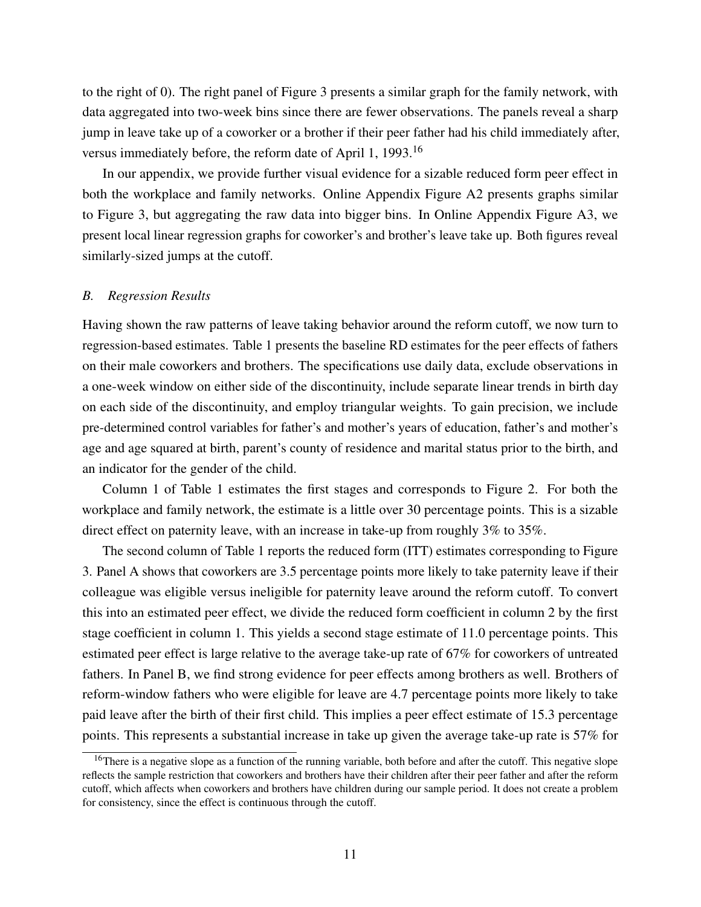to the right of 0). The right panel of Figure 3 presents a similar graph for the family network, with data aggregated into two-week bins since there are fewer observations. The panels reveal a sharp jump in leave take up of a coworker or a brother if their peer father had his child immediately after, versus immediately before, the reform date of April 1, 1993.[16]

In our appendix, we provide further visual evidence for a sizable reduced form peer effect in both the workplace and family networks. Online Appendix Figure A2 presents graphs similar to Figure 3, but aggregating the raw data into bigger bins. In Online Appendix Figure A3, we present local linear regression graphs for coworker's and brother's leave take up. Both figures reveal similarly-sized jumps at the cutoff.

### *B. Regression Results*

Having shown the raw patterns of leave taking behavior around the reform cutoff, we now turn to regression-based estimates. Table 1 presents the baseline RD estimates for the peer effects of fathers on their male coworkers and brothers. The specifications use daily data, exclude observations in a one-week window on either side of the discontinuity, include separate linear trends in birth day on each side of the discontinuity, and employ triangular weights. To gain precision, we include pre-determined control variables for father's and mother's years of education, father's and mother's age and age squared at birth, parent's county of residence and marital status prior to the birth, and an indicator for the gender of the child.

Column 1 of Table 1 estimates the first stages and corresponds to Figure 2. For both the workplace and family network, the estimate is a little over 30 percentage points. This is a sizable direct effect on paternity leave, with an increase in take-up from roughly 3% to 35%.

The second column of Table 1 reports the reduced form (ITT) estimates corresponding to Figure 3. Panel A shows that coworkers are 3.5 percentage points more likely to take paternity leave if their colleague was eligible versus ineligible for paternity leave around the reform cutoff. To convert this into an estimated peer effect, we divide the reduced form coefficient in column 2 by the first stage coefficient in column 1. This yields a second stage estimate of 11.0 percentage points. This estimated peer effect is large relative to the average take-up rate of 67% for coworkers of untreated fathers. In Panel B, we find strong evidence for peer effects among brothers as well. Brothers of reform-window fathers who were eligible for leave are 4.7 percentage points more likely to take paid leave after the birth of their first child. This implies a peer effect estimate of 15.3 percentage points. This represents a substantial increase in take up given the average take-up rate is 57% for

[16] There is a negative slope as a function of the running variable, both before and after the cutoff. This negative slope reflects the sample restriction that coworkers and brothers have their children after their peer father and after the reform cutoff, which affects when coworkers and brothers have children during our sample period. It does not create a problem for consistency, since the effect is continuous through the cutoff.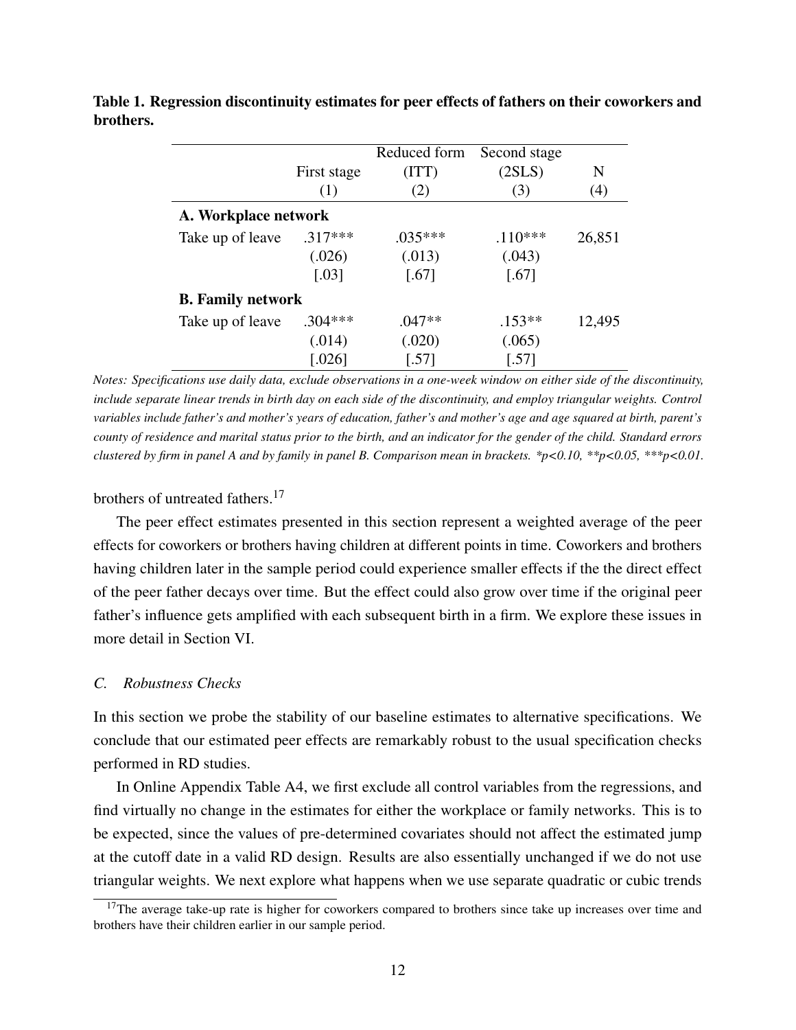**Table 1. Regression discontinuity estimates for peer effects of fathers on their coworkers and brothers.**

| | First stage | Reduced form (ITT) | Second stage (2SLS) | N |
|---|---|---|---|---|
| | (1) | (2) | (3) | (4) |
| **A. Workplace network** | | | | |
| Take up of leave | .317*** | .035*** | .110*** | 26,851 |
| | (.026) | (.013) | (.043) | |
| | [.03] | [.67] | [.67] | |
| **B. Family network** | | | | |
| Take up of leave | .304*** | .047** | .153** | 12,495 |
| | (.014) | (.020) | (.065) | |
| | [.026] | [.57] | [.57] | |

*Notes: Specifications use daily data, exclude observations in a one-week window on either side of the discontinuity, include separate linear trends in birth day on each side of the discontinuity, and employ triangular weights. Control variables include father's and mother's years of education, father's and mother's age and age squared at birth, parent's county of residence and marital status prior to the birth, and an indicator for the gender of the child. Standard errors clustered by firm in panel A and by family in panel B. Comparison mean in brackets. *p<0.10, **p<0.05, ***p<0.01.*

brothers of untreated fathers.[17]

The peer effect estimates presented in this section represent a weighted average of the peer effects for coworkers or brothers having children at different points in time. Coworkers and brothers having children later in the sample period could experience smaller effects if the the direct effect of the peer father decays over time. But the effect could also grow over time if the original peer father's influence gets amplified with each subsequent birth in a firm. We explore these issues in more detail in Section VI.

### *C. Robustness Checks*

In this section we probe the stability of our baseline estimates to alternative specifications. We conclude that our estimated peer effects are remarkably robust to the usual specification checks performed in RD studies.

In Online Appendix Table A4, we first exclude all control variables from the regressions, and find virtually no change in the estimates for either the workplace or family networks. This is to be expected, since the values of pre-determined covariates should not affect the estimated jump at the cutoff date in a valid RD design. Results are also essentially unchanged if we do not use triangular weights. We next explore what happens when we use separate quadratic or cubic trends

[17] The average take-up rate is higher for coworkers compared to brothers since take up increases over time and brothers have their children earlier in our sample period.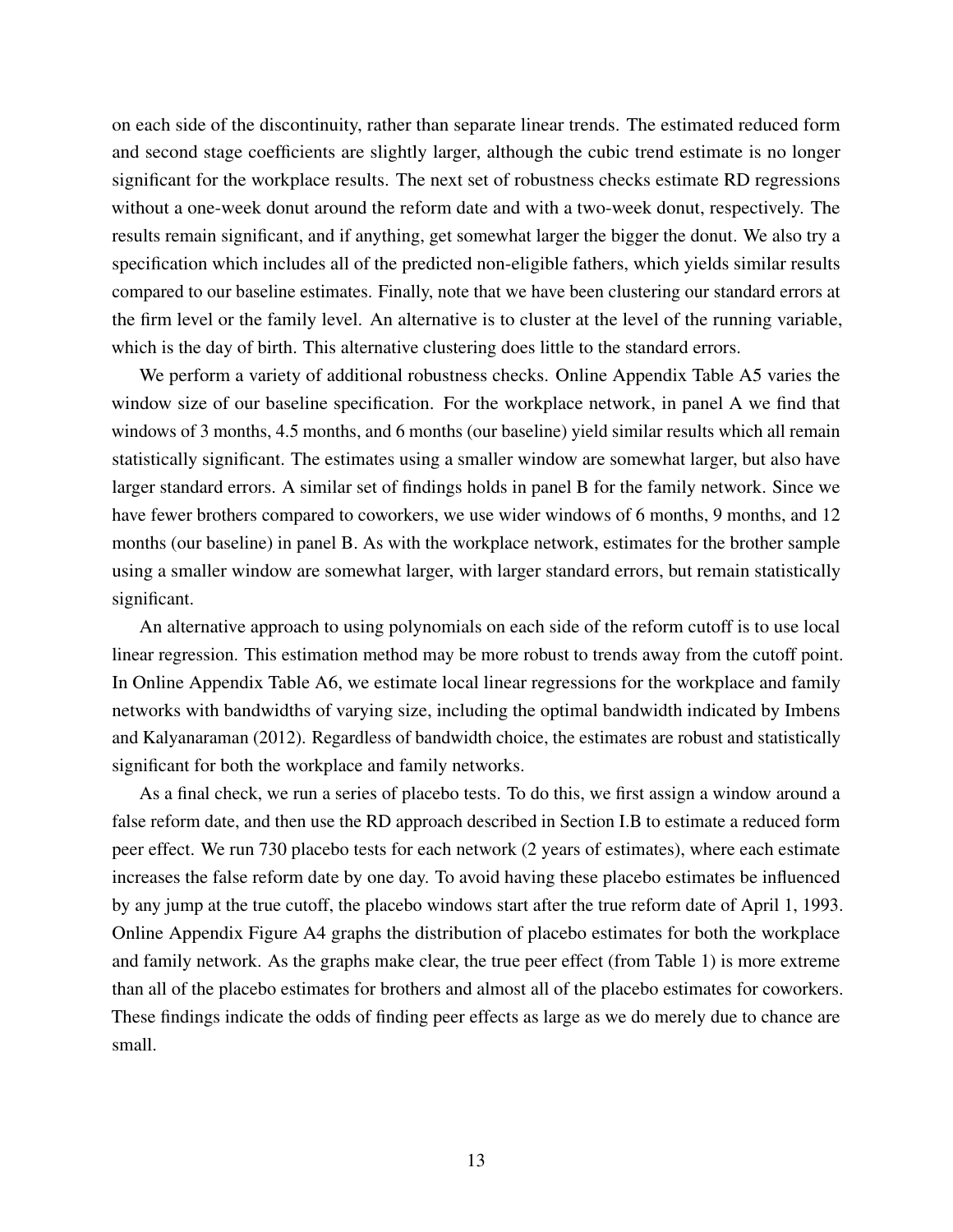on each side of the discontinuity, rather than separate linear trends. The estimated reduced form and second stage coefficients are slightly larger, although the cubic trend estimate is no longer significant for the workplace results. The next set of robustness checks estimate RD regressions without a one-week donut around the reform date and with a two-week donut, respectively. The results remain significant, and if anything, get somewhat larger the bigger the donut. We also try a specification which includes all of the predicted non-eligible fathers, which yields similar results compared to our baseline estimates. Finally, note that we have been clustering our standard errors at the firm level or the family level. An alternative is to cluster at the level of the running variable, which is the day of birth. This alternative clustering does little to the standard errors.

We perform a variety of additional robustness checks. Online Appendix Table A5 varies the window size of our baseline specification. For the workplace network, in panel A we find that windows of 3 months, 4.5 months, and 6 months (our baseline) yield similar results which all remain statistically significant. The estimates using a smaller window are somewhat larger, but also have larger standard errors. A similar set of findings holds in panel B for the family network. Since we have fewer brothers compared to coworkers, we use wider windows of 6 months, 9 months, and 12 months (our baseline) in panel B. As with the workplace network, estimates for the brother sample using a smaller window are somewhat larger, with larger standard errors, but remain statistically significant.

An alternative approach to using polynomials on each side of the reform cutoff is to use local linear regression. This estimation method may be more robust to trends away from the cutoff point. In Online Appendix Table A6, we estimate local linear regressions for the workplace and family networks with bandwidths of varying size, including the optimal bandwidth indicated by Imbens and Kalyanaraman (2012). Regardless of bandwidth choice, the estimates are robust and statistically significant for both the workplace and family networks.

As a final check, we run a series of placebo tests. To do this, we first assign a window around a false reform date, and then use the RD approach described in Section I.B to estimate a reduced form peer effect. We run 730 placebo tests for each network (2 years of estimates), where each estimate increases the false reform date by one day. To avoid having these placebo estimates be influenced by any jump at the true cutoff, the placebo windows start after the true reform date of April 1, 1993. Online Appendix Figure A4 graphs the distribution of placebo estimates for both the workplace and family network. As the graphs make clear, the true peer effect (from Table 1) is more extreme than all of the placebo estimates for brothers and almost all of the placebo estimates for coworkers. These findings indicate the odds of finding peer effects as large as we do merely due to chance are small.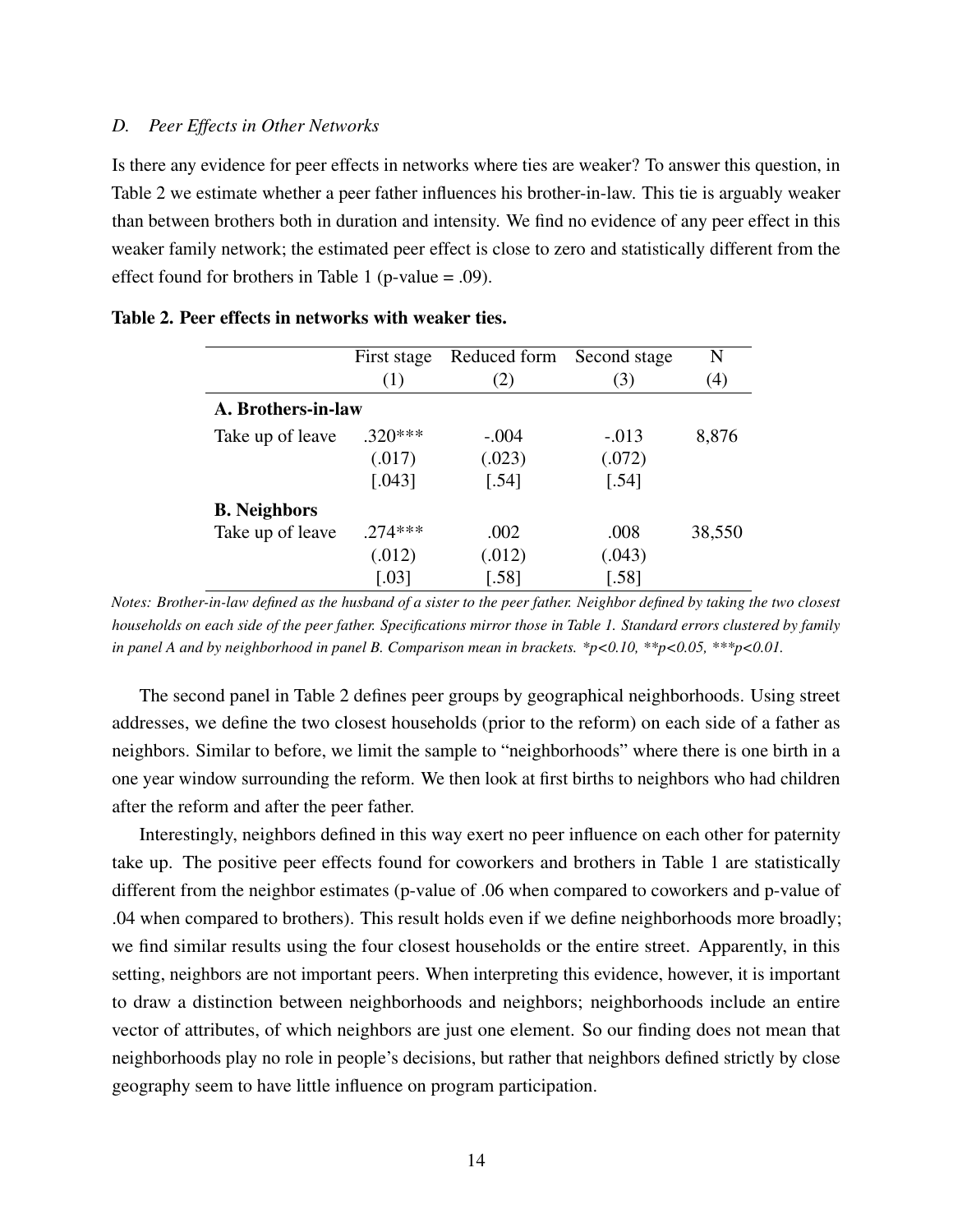### *D. Peer Effects in Other Networks*

Is there any evidence for peer effects in networks where ties are weaker? To answer this question, in Table 2 we estimate whether a peer father influences his brother-in-law. This tie is arguably weaker than between brothers both in duration and intensity. We find no evidence of any peer effect in this weaker family network; the estimated peer effect is close to zero and statistically different from the effect found for brothers in Table 1 (p-value = .09).

**Table 2. Peer effects in networks with weaker ties.**

| | First stage | Reduced form | Second stage | N |
|---|---|---|---|---|
| | (1) | (2) | (3) | (4) |
| **A. Brothers-in-law** | | | | |
| Take up of leave | .320*** | -.004 | -.013 | 8,876 |
| | (.017) | (.023) | (.072) | |
| | [.043] | [.54] | [.54] | |
| **B. Neighbors** | | | | |
| Take up of leave | .274*** | .002 | .008 | 38,550 |
| | (.012) | (.012) | (.043) | |
| | [.03] | [.58] | [.58] | |

*Notes: Brother-in-law defined as the husband of a sister to the peer father. Neighbor defined by taking the two closest households on each side of the peer father. Specifications mirror those in Table 1. Standard errors clustered by family in panel A and by neighborhood in panel B. Comparison mean in brackets. *p<0.10, **p<0.05, ***p<0.01.*

The second panel in Table 2 defines peer groups by geographical neighborhoods. Using street addresses, we define the two closest households (prior to the reform) on each side of a father as neighbors. Similar to before, we limit the sample to "neighborhoods" where there is one birth in a one year window surrounding the reform. We then look at first births to neighbors who had children after the reform and after the peer father.

Interestingly, neighbors defined in this way exert no peer influence on each other for paternity take up. The positive peer effects found for coworkers and brothers in Table 1 are statistically different from the neighbor estimates (p-value of .06 when compared to coworkers and p-value of .04 when compared to brothers). This result holds even if we define neighborhoods more broadly; we find similar results using the four closest households or the entire street. Apparently, in this setting, neighbors are not important peers. When interpreting this evidence, however, it is important to draw a distinction between neighborhoods and neighbors; neighborhoods include an entire vector of attributes, of which neighbors are just one element. So our finding does not mean that neighborhoods play no role in people's decisions, but rather that neighbors defined strictly by close geography seem to have little influence on program participation.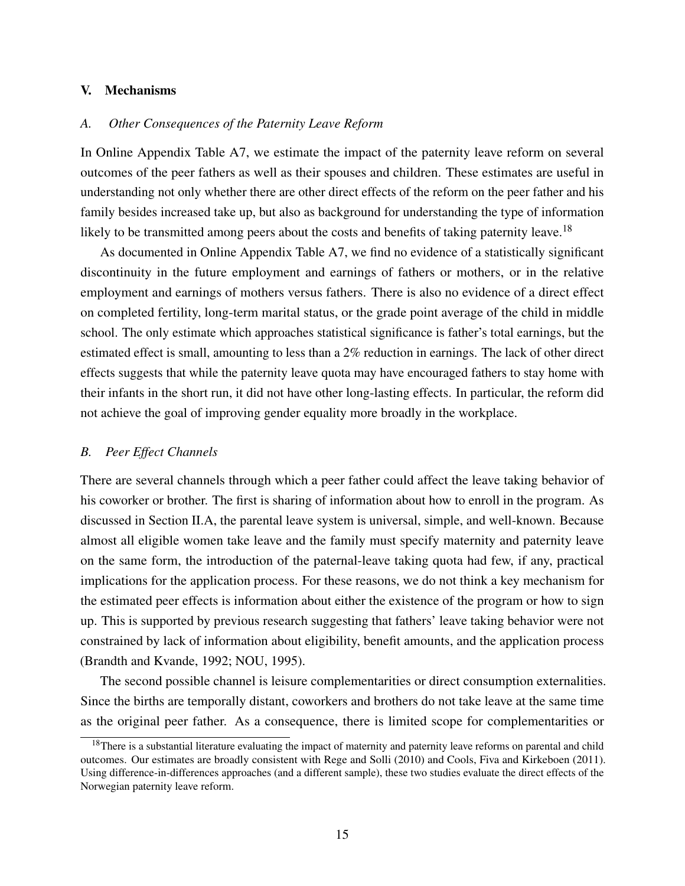## V. Mechanisms

### *A. Other Consequences of the Paternity Leave Reform*

In Online Appendix Table A7, we estimate the impact of the paternity leave reform on several outcomes of the peer fathers as well as their spouses and children. These estimates are useful in understanding not only whether there are other direct effects of the reform on the peer father and his family besides increased take up, but also as background for understanding the type of information likely to be transmitted among peers about the costs and benefits of taking paternity leave.[18]

As documented in Online Appendix Table A7, we find no evidence of a statistically significant discontinuity in the future employment and earnings of fathers or mothers, or in the relative employment and earnings of mothers versus fathers. There is also no evidence of a direct effect on completed fertility, long-term marital status, or the grade point average of the child in middle school. The only estimate which approaches statistical significance is father's total earnings, but the estimated effect is small, amounting to less than a 2% reduction in earnings. The lack of other direct effects suggests that while the paternity leave quota may have encouraged fathers to stay home with their infants in the short run, it did not have other long-lasting effects. In particular, the reform did not achieve the goal of improving gender equality more broadly in the workplace.

### *B. Peer Effect Channels*

There are several channels through which a peer father could affect the leave taking behavior of his coworker or brother. The first is sharing of information about how to enroll in the program. As discussed in Section II.A, the parental leave system is universal, simple, and well-known. Because almost all eligible women take leave and the family must specify maternity and paternity leave on the same form, the introduction of the paternal-leave taking quota had few, if any, practical implications for the application process. For these reasons, we do not think a key mechanism for the estimated peer effects is information about either the existence of the program or how to sign up. This is supported by previous research suggesting that fathers' leave taking behavior were not constrained by lack of information about eligibility, benefit amounts, and the application process (Brandth and Kvande, 1992; NOU, 1995).

The second possible channel is leisure complementarities or direct consumption externalities. Since the births are temporally distant, coworkers and brothers do not take leave at the same time as the original peer father. As a consequence, there is limited scope for complementarities or

[18] There is a substantial literature evaluating the impact of maternity and paternity leave reforms on parental and child outcomes. Our estimates are broadly consistent with Rege and Solli (2010) and Cools, Fiva and Kirkeboen (2011). Using difference-in-differences approaches (and a different sample), these two studies evaluate the direct effects of the Norwegian paternity leave reform.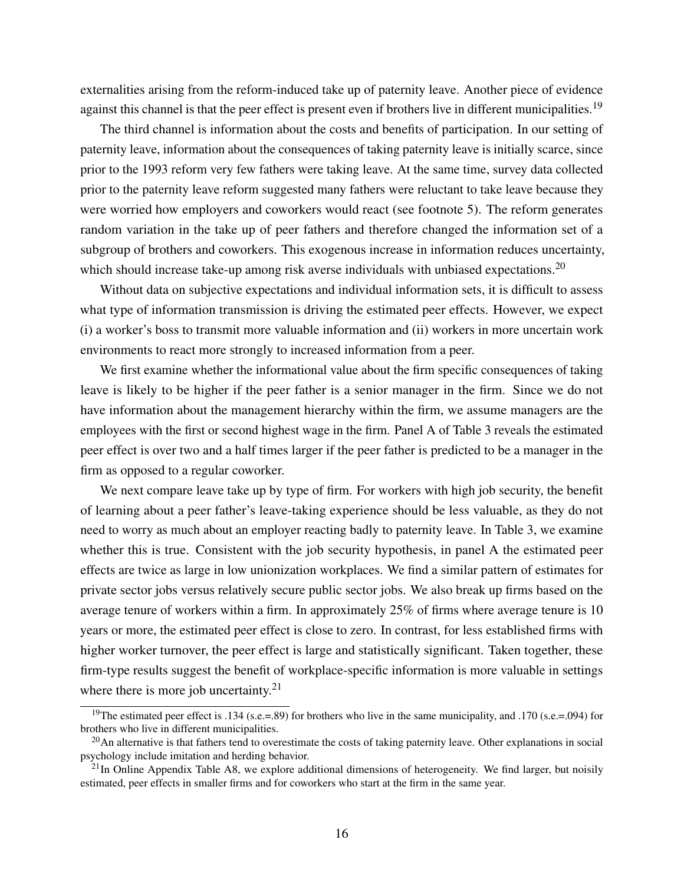externalities arising from the reform-induced take up of paternity leave. Another piece of evidence against this channel is that the peer effect is present even if brothers live in different municipalities.[19]

The third channel is information about the costs and benefits of participation. In our setting of paternity leave, information about the consequences of taking paternity leave is initially scarce, since prior to the 1993 reform very few fathers were taking leave. At the same time, survey data collected prior to the paternity leave reform suggested many fathers were reluctant to take leave because they were worried how employers and coworkers would react (see footnote 5). The reform generates random variation in the take up of peer fathers and therefore changed the information set of a subgroup of brothers and coworkers. This exogenous increase in information reduces uncertainty, which should increase take-up among risk averse individuals with unbiased expectations.[20]

Without data on subjective expectations and individual information sets, it is difficult to assess what type of information transmission is driving the estimated peer effects. However, we expect (i) a worker's boss to transmit more valuable information and (ii) workers in more uncertain work environments to react more strongly to increased information from a peer.

We first examine whether the informational value about the firm specific consequences of taking leave is likely to be higher if the peer father is a senior manager in the firm. Since we do not have information about the management hierarchy within the firm, we assume managers are the employees with the first or second highest wage in the firm. Panel A of Table 3 reveals the estimated peer effect is over two and a half times larger if the peer father is predicted to be a manager in the firm as opposed to a regular coworker.

We next compare leave take up by type of firm. For workers with high job security, the benefit of learning about a peer father's leave-taking experience should be less valuable, as they do not need to worry as much about an employer reacting badly to paternity leave. In Table 3, we examine whether this is true. Consistent with the job security hypothesis, in panel A the estimated peer effects are twice as large in low unionization workplaces. We find a similar pattern of estimates for private sector jobs versus relatively secure public sector jobs. We also break up firms based on the average tenure of workers within a firm. In approximately 25% of firms where average tenure is 10 years or more, the estimated peer effect is close to zero. In contrast, for less established firms with higher worker turnover, the peer effect is large and statistically significant. Taken together, these firm-type results suggest the benefit of workplace-specific information is more valuable in settings where there is more job uncertainty.[21]

[19] The estimated peer effect is .134 (s.e.=.89) for brothers who live in the same municipality, and .170 (s.e.=.094) for brothers who live in different municipalities.

[20] An alternative is that fathers tend to overestimate the costs of taking paternity leave. Other explanations in social psychology include imitation and herding behavior.

[21] In Online Appendix Table A8, we explore additional dimensions of heterogeneity. We find larger, but noisily estimated, peer effects in smaller firms and for coworkers who start at the firm in the same year.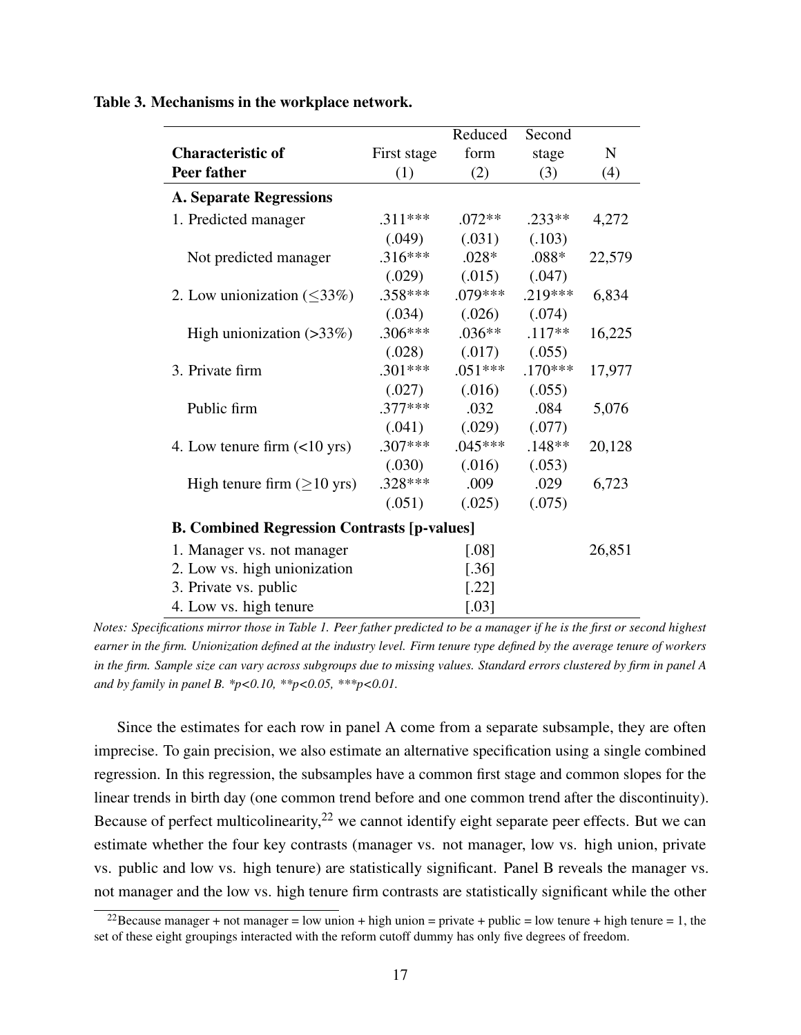**Table 3. Mechanisms in the workplace network.**

| Characteristic of Peer father | First stage (1) | Reduced form (2) | Second stage (3) | N (4) |
|---|---|---|---|---|
| **A. Separate Regressions** | | | | |
| 1. Predicted manager | .311*** | .072** | .233** | 4,272 |
| | (.049) | (.031) | (.103) | |
| Not predicted manager | .316*** | .028* | .088* | 22,579 |
| | (.029) | (.015) | (.047) | |
| 2. Low unionization ($\leq$33%) | .358*** | .079*** | .219*** | 6,834 |
| | (.034) | (.026) | (.074) | |
| High unionization (>33%) | .306*** | .036** | .117** | 16,225 |
| | (.028) | (.017) | (.055) | |
| 3. Private firm | .301*** | .051*** | .170*** | 17,977 |
| | (.027) | (.016) | (.055) | |
| Public firm | .377*** | .032 | .084 | 5,076 |
| | (.041) | (.029) | (.077) | |
| 4. Low tenure firm (<10 yrs) | .307*** | .045*** | .148** | 20,128 |
| | (.030) | (.016) | (.053) | |
| High tenure firm ($\geq$10 yrs) | .328*** | .009 | .029 | 6,723 |
| | (.051) | (.025) | (.075) | |
| **B. Combined Regression Contrasts [p-values]** | | | | |
| 1. Manager vs. not manager | | [.08] | | 26,851 |
| 2. Low vs. high unionization | | [.36] | | |
| 3. Private vs. public | | [.22] | | |
| 4. Low vs. high tenure | | [.03] | | |

*Notes: Specifications mirror those in Table 1. Peer father predicted to be a manager if he is the first or second highest earner in the firm. Unionization defined at the industry level. Firm tenure type defined by the average tenure of workers in the firm. Sample size can vary across subgroups due to missing values. Standard errors clustered by firm in panel A and by family in panel B. *p<0.10, **p<0.05, ***p<0.01.*

Since the estimates for each row in panel A come from a separate subsample, they are often imprecise. To gain precision, we also estimate an alternative specification using a single combined regression. In this regression, the subsamples have a common first stage and common slopes for the linear trends in birth day (one common trend before and one common trend after the discontinuity). Because of perfect multicolinearity,[22] we cannot identify eight separate peer effects. But we can estimate whether the four key contrasts (manager vs. not manager, low vs. high union, private vs. public and low vs. high tenure) are statistically significant. Panel B reveals the manager vs. not manager and the low vs. high tenure firm contrasts are statistically significant while the other

[22] Because manager + not manager = low union + high union = private + public = low tenure + high tenure = 1, the set of these eight groupings interacted with the reform cutoff dummy has only five degrees of freedom.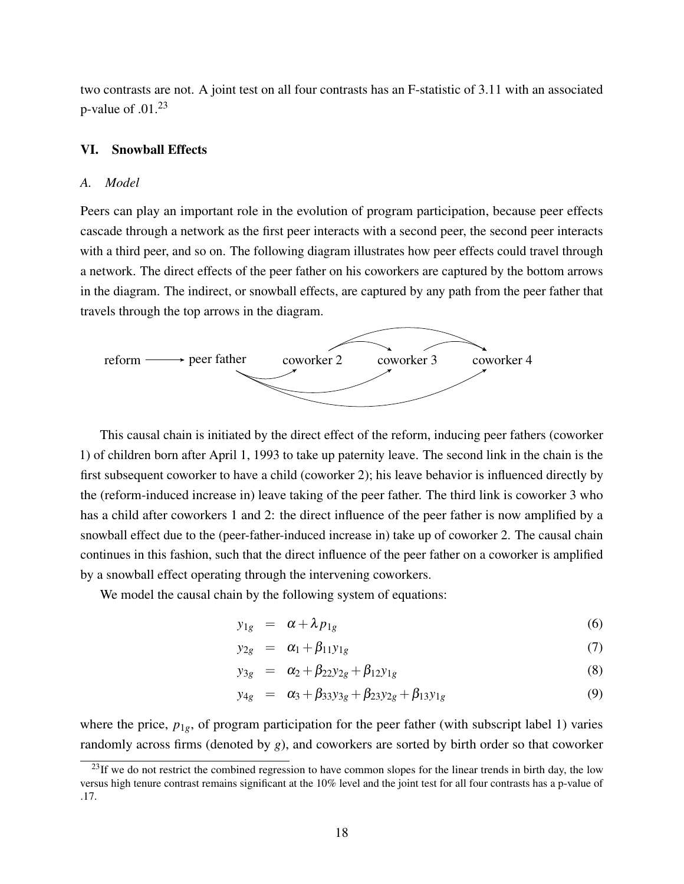two contrasts are not. A joint test on all four contrasts has an F-statistic of 3.11 with an associated p-value of .01.[23]

## VI. Snowball Effects

### *A. Model*

Peers can play an important role in the evolution of program participation, because peer effects cascade through a network as the first peer interacts with a second peer, the second peer interacts with a third peer, and so on. The following diagram illustrates how peer effects could travel through a network. The direct effects of the peer father on his coworkers are captured by the bottom arrows in the diagram. The indirect, or snowball effects, are captured by any path from the peer father that travels through the top arrows in the diagram.

reform ⟶ peer father    coworker 2    coworker 3    coworker 4

This causal chain is initiated by the direct effect of the reform, inducing peer fathers (coworker 1) of children born after April 1, 1993 to take up paternity leave. The second link in the chain is the first subsequent coworker to have a child (coworker 2); his leave behavior is influenced directly by the (reform-induced increase in) leave taking of the peer father. The third link is coworker 3 who has a child after coworkers 1 and 2: the direct influence of the peer father is now amplified by a snowball effect due to the (peer-father-induced increase in) take up of coworker 2. The causal chain continues in this fashion, such that the direct influence of the peer father on a coworker is amplified by a snowball effect operating through the intervening coworkers.

We model the causal chain by the following system of equations:

$$y_{1g} = \alpha + \lambda p_{1g} \tag{6}$$

$$y_{2g} = \alpha_1 + \beta_{11} y_{1g} \tag{7}$$

$$y_{3g} = \alpha_2 + \beta_{22} y_{2g} + \beta_{12} y_{1g} \tag{8}$$

$$y_{4g} = \alpha_3 + \beta_{33} y_{3g} + \beta_{23} y_{2g} + \beta_{13} y_{1g} \tag{9}$$

where the price, $p_{1g}$, of program participation for the peer father (with subscript label 1) varies randomly across firms (denoted by $g$), and coworkers are sorted by birth order so that coworker

[23] If we do not restrict the combined regression to have common slopes for the linear trends in birth day, the low versus high tenure contrast remains significant at the 10% level and the joint test for all four contrasts has a p-value of .17.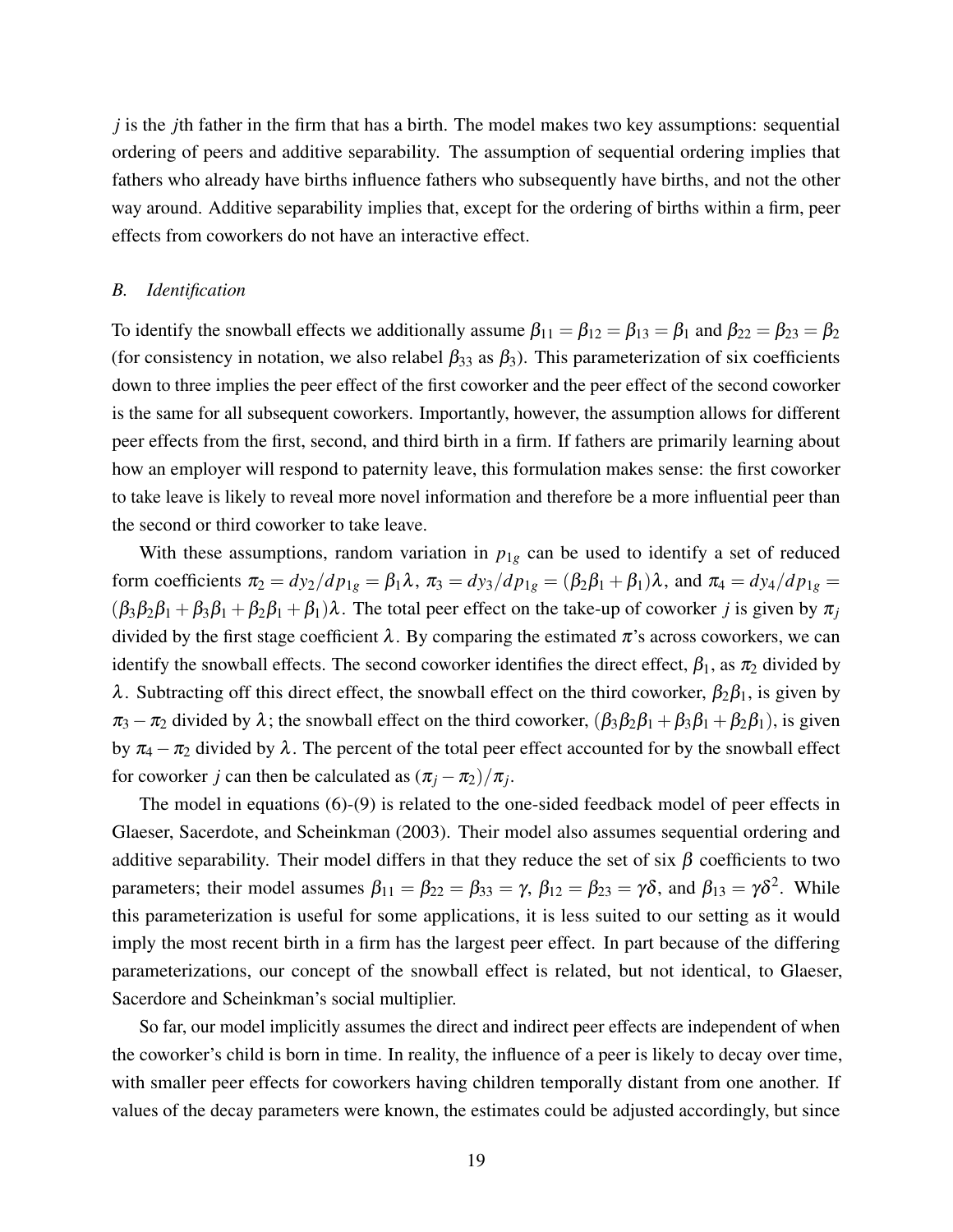$j$ is the $j$th father in the firm that has a birth. The model makes two key assumptions: sequential ordering of peers and additive separability. The assumption of sequential ordering implies that fathers who already have births influence fathers who subsequently have births, and not the other way around. Additive separability implies that, except for the ordering of births within a firm, peer effects from coworkers do not have an interactive effect.

### *B. Identification*

To identify the snowball effects we additionally assume $\beta_{11} = \beta_{12} = \beta_{13} = \beta_1$ and $\beta_{22} = \beta_{23} = \beta_2$ (for consistency in notation, we also relabel $\beta_{33}$ as $\beta_3$). This parameterization of six coefficients down to three implies the peer effect of the first coworker and the peer effect of the second coworker is the same for all subsequent coworkers. Importantly, however, the assumption allows for different peer effects from the first, second, and third birth in a firm. If fathers are primarily learning about how an employer will respond to paternity leave, this formulation makes sense: the first coworker to take leave is likely to reveal more novel information and therefore be a more influential peer than the second or third coworker to take leave.

With these assumptions, random variation in $p_{1g}$ can be used to identify a set of reduced form coefficients $\pi_2 = dy_2/dp_{1g} = \beta_1\lambda$, $\pi_3 = dy_3/dp_{1g} = (\beta_2\beta_1 + \beta_1)\lambda$, and $\pi_4 = dy_4/dp_{1g} = (\beta_3\beta_2\beta_1 + \beta_3\beta_1 + \beta_2\beta_1 + \beta_1)\lambda$. The total peer effect on the take-up of coworker $j$ is given by $\pi_j$ divided by the first stage coefficient $\lambda$. By comparing the estimated $\pi$'s across coworkers, we can identify the snowball effects. The second coworker identifies the direct effect, $\beta_1$, as $\pi_2$ divided by $\lambda$. Subtracting off this direct effect, the snowball effect on the third coworker, $\beta_2\beta_1$, is given by $\pi_3 - \pi_2$ divided by $\lambda$; the snowball effect on the third coworker, $(\beta_3\beta_2\beta_1 + \beta_3\beta_1 + \beta_2\beta_1)$, is given by $\pi_4 - \pi_2$ divided by $\lambda$. The percent of the total peer effect accounted for by the snowball effect for coworker $j$ can then be calculated as $(\pi_j - \pi_2)/\pi_j$.

The model in equations (6)-(9) is related to the one-sided feedback model of peer effects in Glaeser, Sacerdote, and Scheinkman (2003). Their model also assumes sequential ordering and additive separability. Their model differs in that they reduce the set of six $\beta$ coefficients to two parameters; their model assumes $\beta_{11} = \beta_{22} = \beta_{33} = \gamma$, $\beta_{12} = \beta_{23} = \gamma\delta$, and $\beta_{13} = \gamma\delta^2$. While this parameterization is useful for some applications, it is less suited to our setting as it would imply the most recent birth in a firm has the largest peer effect. In part because of the differing parameterizations, our concept of the snowball effect is related, but not identical, to Glaeser, Sacerdore and Scheinkman's social multiplier.

So far, our model implicitly assumes the direct and indirect peer effects are independent of when the coworker's child is born in time. In reality, the influence of a peer is likely to decay over time, with smaller peer effects for coworkers having children temporally distant from one another. If values of the decay parameters were known, the estimates could be adjusted accordingly, but since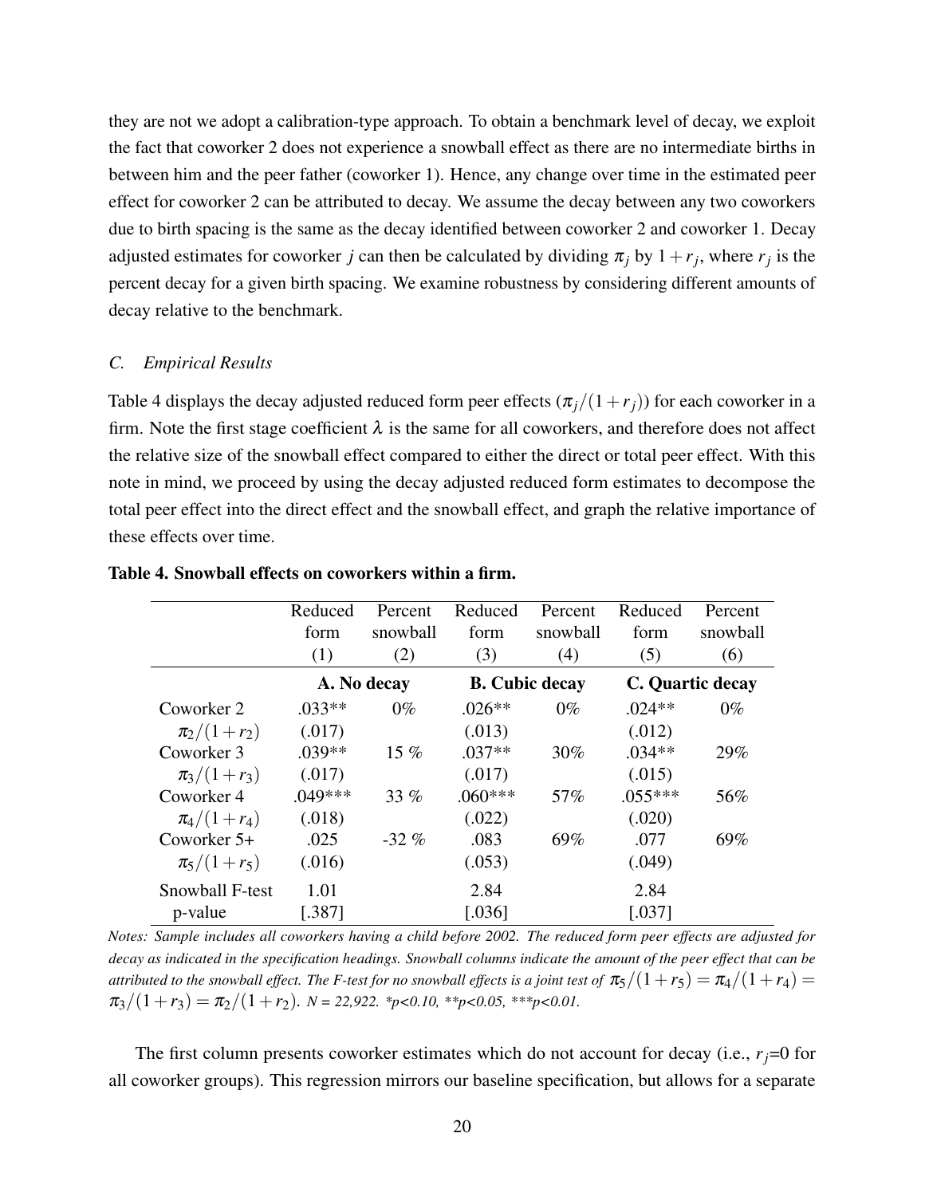they are not we adopt a calibration-type approach. To obtain a benchmark level of decay, we exploit the fact that coworker 2 does not experience a snowball effect as there are no intermediate births in between him and the peer father (coworker 1). Hence, any change over time in the estimated peer effect for coworker 2 can be attributed to decay. We assume the decay between any two coworkers due to birth spacing is the same as the decay identified between coworker 2 and coworker 1. Decay adjusted estimates for coworker $j$ can then be calculated by dividing $\pi_j$ by $1+r_j$, where $r_j$ is the percent decay for a given birth spacing. We examine robustness by considering different amounts of decay relative to the benchmark.

### *C. Empirical Results*

Table 4 displays the decay adjusted reduced form peer effects ($\pi_j/(1+r_j)$) for each coworker in a firm. Note the first stage coefficient $\lambda$ is the same for all coworkers, and therefore does not affect the relative size of the snowball effect compared to either the direct or total peer effect. With this note in mind, we proceed by using the decay adjusted reduced form estimates to decompose the total peer effect into the direct effect and the snowball effect, and graph the relative importance of these effects over time.

**Table 4. Snowball effects on coworkers within a firm.**

| | Reduced form (1) | Percent snowball (2) | Reduced form (3) | Percent snowball (4) | Reduced form (5) | Percent snowball (6) |
|---|---|---|---|---|---|---|
| | **A. No decay** | | **B. Cubic decay** | | **C. Quartic decay** | |
| Coworker 2 | .033** | 0% | .026** | 0% | .024** | 0% |
| $\pi_2/(1+r_2)$ | (.017) | | (.013) | | (.012) | |
| Coworker 3 | .039** | 15 % | .037** | 30% | .034** | 29% |
| $\pi_3/(1+r_3)$ | (.017) | | (.017) | | (.015) | |
| Coworker 4 | .049*** | 33 % | .060*** | 57% | .055*** | 56% |
| $\pi_4/(1+r_4)$ | (.018) | | (.022) | | (.020) | |
| Coworker 5+ | .025 | -32 % | .083 | 69% | .077 | 69% |
| $\pi_5/(1+r_5)$ | (.016) | | (.053) | | (.049) | |
| Snowball F-test | 1.01 | | 2.84 | | 2.84 | |
| p-value | [.387] | | [.036] | | [.037] | |

*Notes: Sample includes all coworkers having a child before 2002. The reduced form peer effects are adjusted for decay as indicated in the specification headings. Snowball columns indicate the amount of the peer effect that can be attributed to the snowball effect. The F-test for no snowball effects is a joint test of* $\pi_5/(1+r_5) = \pi_4/(1+r_4) = \pi_3/(1+r_3) = \pi_2/(1+r_2)$. *N = 22,922. *p<0.10, **p<0.05, ***p<0.01.*

The first column presents coworker estimates which do not account for decay (i.e., $r_j$=0 for all coworker groups). This regression mirrors our baseline specification, but allows for a separate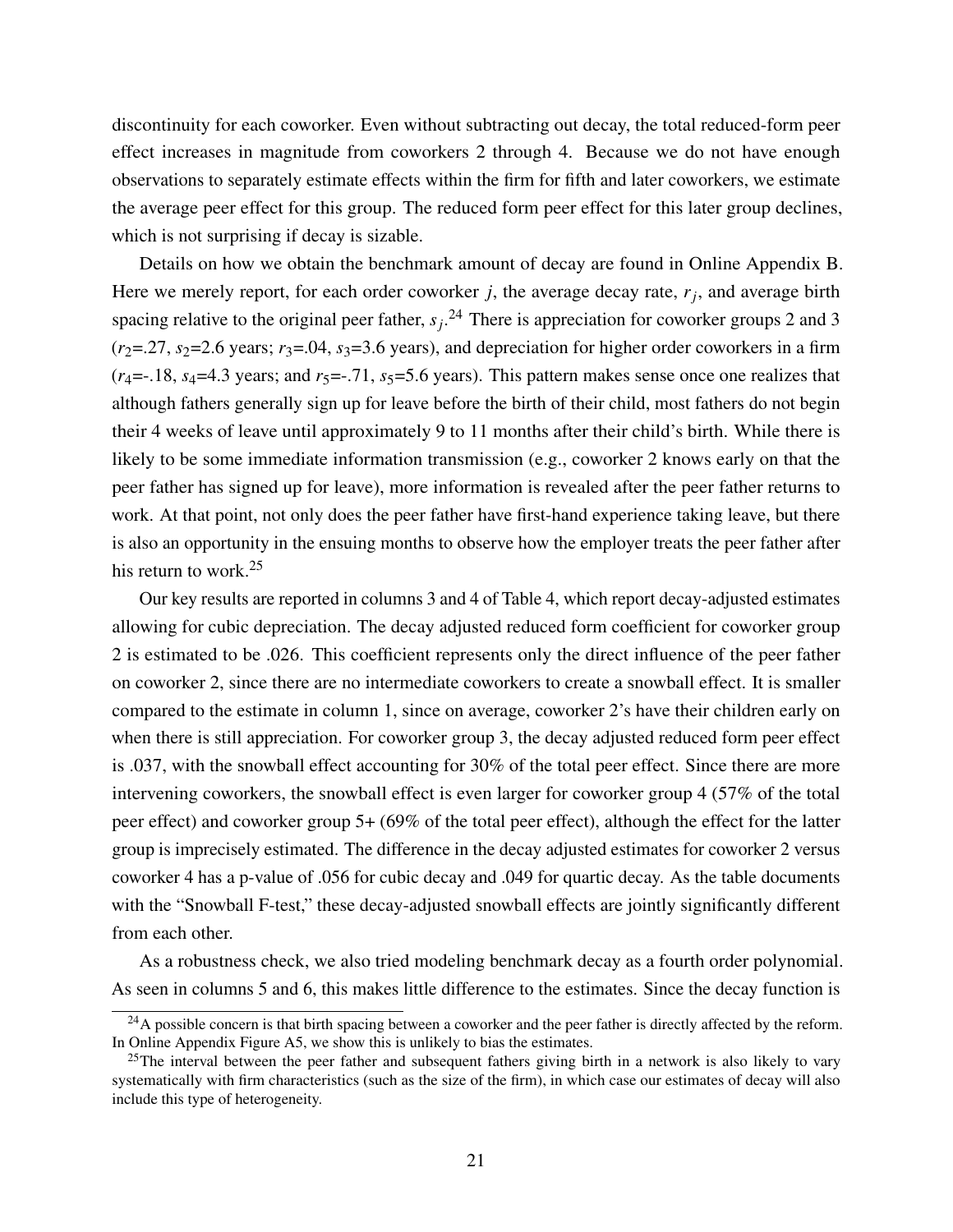discontinuity for each coworker. Even without subtracting out decay, the total reduced-form peer effect increases in magnitude from coworkers 2 through 4. Because we do not have enough observations to separately estimate effects within the firm for fifth and later coworkers, we estimate the average peer effect for this group. The reduced form peer effect for this later group declines, which is not surprising if decay is sizable.

Details on how we obtain the benchmark amount of decay are found in Online Appendix B. Here we merely report, for each order coworker $j$, the average decay rate, $r_j$, and average birth spacing relative to the original peer father, $s_j$.[24] There is appreciation for coworker groups 2 and 3 ($r_2$=.27, $s_2$=2.6 years; $r_3$=.04, $s_3$=3.6 years), and depreciation for higher order coworkers in a firm ($r_4$=-.18, $s_4$=4.3 years; and $r_5$=-.71, $s_5$=5.6 years). This pattern makes sense once one realizes that although fathers generally sign up for leave before the birth of their child, most fathers do not begin their 4 weeks of leave until approximately 9 to 11 months after their child's birth. While there is likely to be some immediate information transmission (e.g., coworker 2 knows early on that the peer father has signed up for leave), more information is revealed after the peer father returns to work. At that point, not only does the peer father have first-hand experience taking leave, but there is also an opportunity in the ensuing months to observe how the employer treats the peer father after his return to work.[25]

Our key results are reported in columns 3 and 4 of Table 4, which report decay-adjusted estimates allowing for cubic depreciation. The decay adjusted reduced form coefficient for coworker group 2 is estimated to be .026. This coefficient represents only the direct influence of the peer father on coworker 2, since there are no intermediate coworkers to create a snowball effect. It is smaller compared to the estimate in column 1, since on average, coworker 2's have their children early on when there is still appreciation. For coworker group 3, the decay adjusted reduced form peer effect is .037, with the snowball effect accounting for 30% of the total peer effect. Since there are more intervening coworkers, the snowball effect is even larger for coworker group 4 (57% of the total peer effect) and coworker group 5+ (69% of the total peer effect), although the effect for the latter group is imprecisely estimated. The difference in the decay adjusted estimates for coworker 2 versus coworker 4 has a p-value of .056 for cubic decay and .049 for quartic decay. As the table documents with the "Snowball F-test," these decay-adjusted snowball effects are jointly significantly different from each other.

As a robustness check, we also tried modeling benchmark decay as a fourth order polynomial. As seen in columns 5 and 6, this makes little difference to the estimates. Since the decay function is

[24] A possible concern is that birth spacing between a coworker and the peer father is directly affected by the reform. In Online Appendix Figure A5, we show this is unlikely to bias the estimates.

[25] The interval between the peer father and subsequent fathers giving birth in a network is also likely to vary systematically with firm characteristics (such as the size of the firm), in which case our estimates of decay will also include this type of heterogeneity.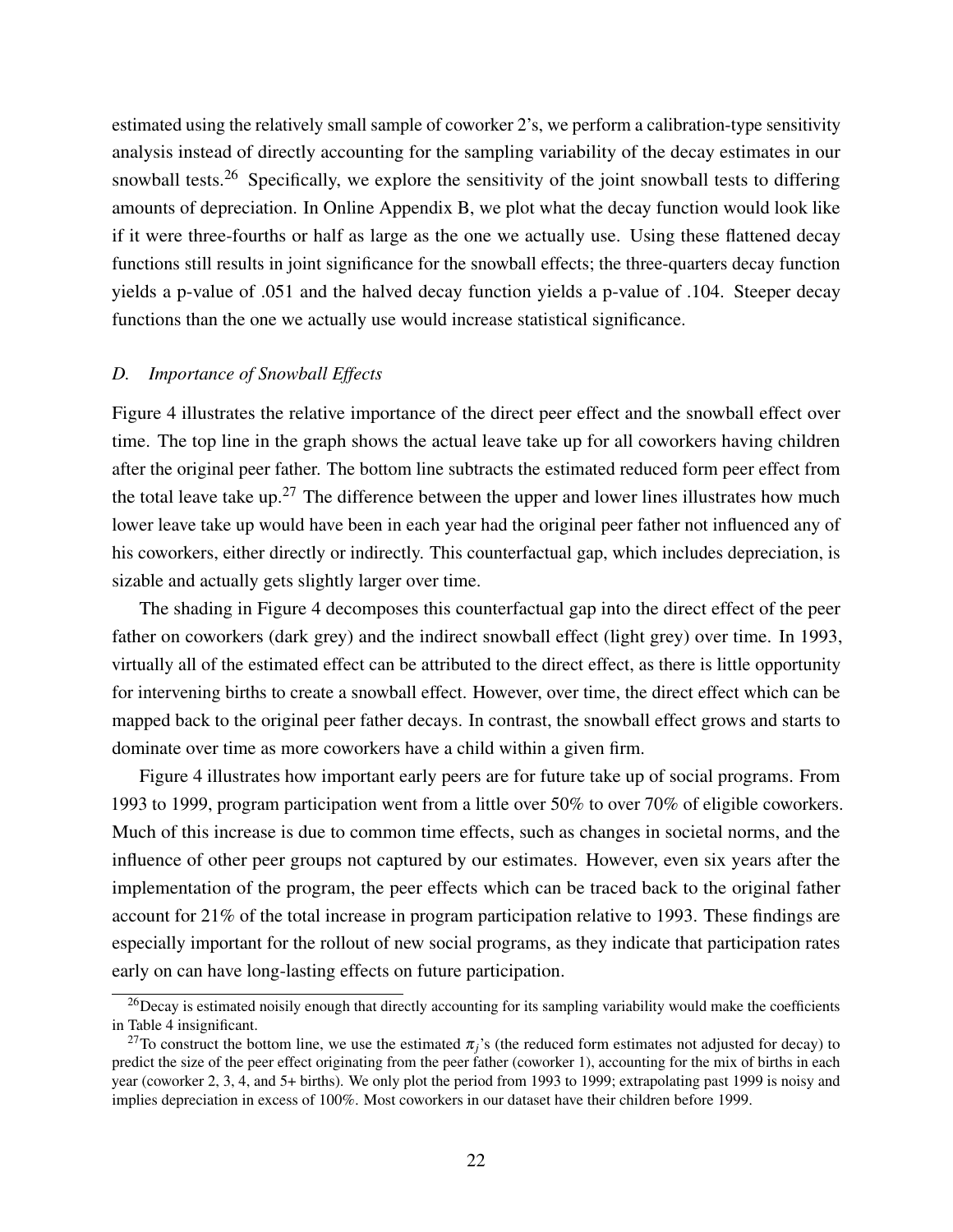estimated using the relatively small sample of coworker 2's, we perform a calibration-type sensitivity analysis instead of directly accounting for the sampling variability of the decay estimates in our snowball tests.[26] Specifically, we explore the sensitivity of the joint snowball tests to differing amounts of depreciation. In Online Appendix B, we plot what the decay function would look like if it were three-fourths or half as large as the one we actually use. Using these flattened decay functions still results in joint significance for the snowball effects; the three-quarters decay function yields a p-value of .051 and the halved decay function yields a p-value of .104. Steeper decay functions than the one we actually use would increase statistical significance.

### *D. Importance of Snowball Effects*

Figure 4 illustrates the relative importance of the direct peer effect and the snowball effect over time. The top line in the graph shows the actual leave take up for all coworkers having children after the original peer father. The bottom line subtracts the estimated reduced form peer effect from the total leave take up.[27] The difference between the upper and lower lines illustrates how much lower leave take up would have been in each year had the original peer father not influenced any of his coworkers, either directly or indirectly. This counterfactual gap, which includes depreciation, is sizable and actually gets slightly larger over time.

The shading in Figure 4 decomposes this counterfactual gap into the direct effect of the peer father on coworkers (dark grey) and the indirect snowball effect (light grey) over time. In 1993, virtually all of the estimated effect can be attributed to the direct effect, as there is little opportunity for intervening births to create a snowball effect. However, over time, the direct effect which can be mapped back to the original peer father decays. In contrast, the snowball effect grows and starts to dominate over time as more coworkers have a child within a given firm.

Figure 4 illustrates how important early peers are for future take up of social programs. From 1993 to 1999, program participation went from a little over 50% to over 70% of eligible coworkers. Much of this increase is due to common time effects, such as changes in societal norms, and the influence of other peer groups not captured by our estimates. However, even six years after the implementation of the program, the peer effects which can be traced back to the original father account for 21% of the total increase in program participation relative to 1993. These findings are especially important for the rollout of new social programs, as they indicate that participation rates early on can have long-lasting effects on future participation.

[26] Decay is estimated noisily enough that directly accounting for its sampling variability would make the coefficients in Table 4 insignificant.

[27] To construct the bottom line, we use the estimated $\pi_j$'s (the reduced form estimates not adjusted for decay) to predict the size of the peer effect originating from the peer father (coworker 1), accounting for the mix of births in each year (coworker 2, 3, 4, and 5+ births). We only plot the period from 1993 to 1999; extrapolating past 1999 is noisy and implies depreciation in excess of 100%. Most coworkers in our dataset have their children before 1999.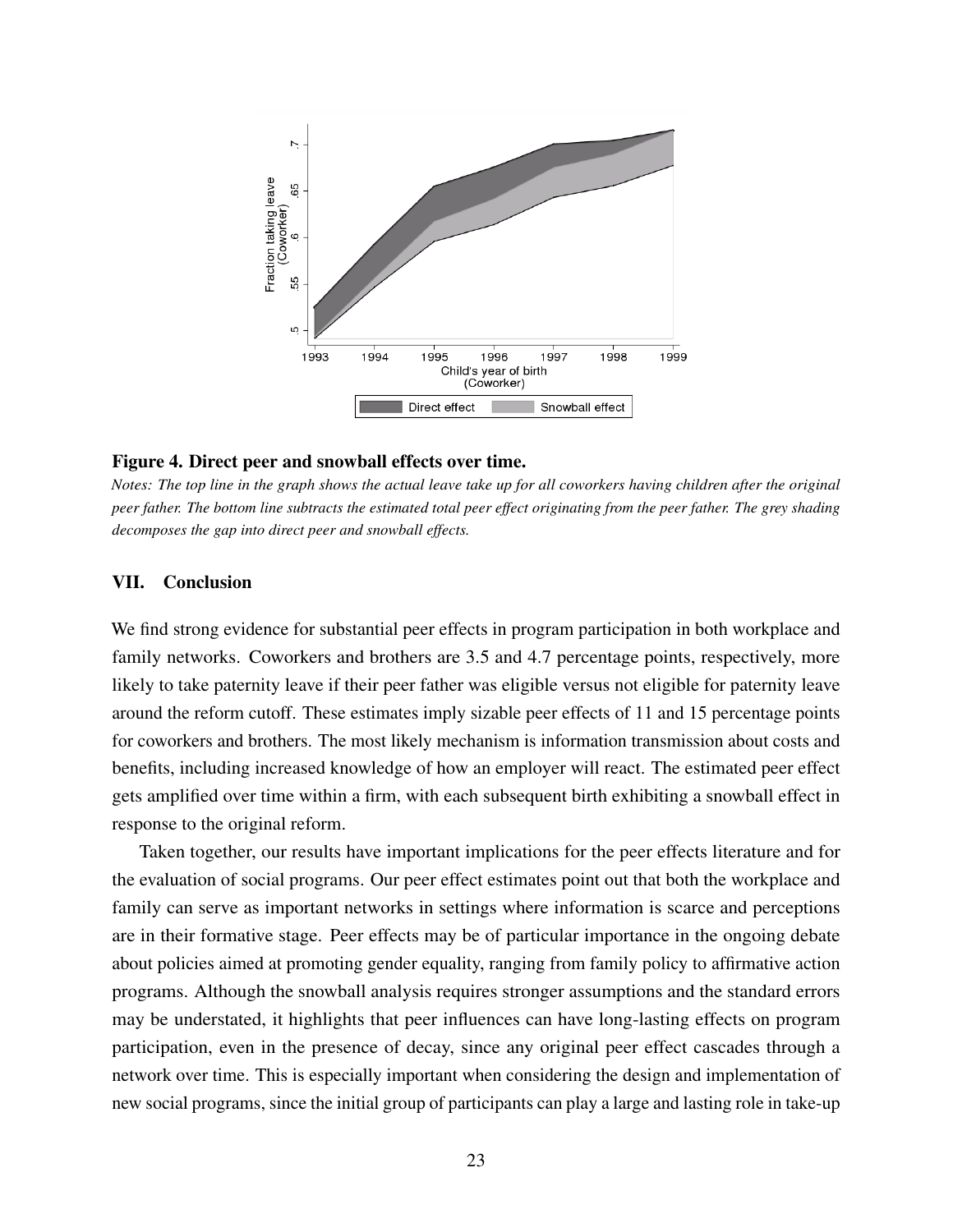**Figure 4. Direct peer and snowball effects over time.**

*Notes: The top line in the graph shows the actual leave take up for all coworkers having children after the original peer father. The bottom line subtracts the estimated total peer effect originating from the peer father. The grey shading decomposes the gap into direct peer and snowball effects.*

## VII. Conclusion

We find strong evidence for substantial peer effects in program participation in both workplace and family networks. Coworkers and brothers are 3.5 and 4.7 percentage points, respectively, more likely to take paternity leave if their peer father was eligible versus not eligible for paternity leave around the reform cutoff. These estimates imply sizable peer effects of 11 and 15 percentage points for coworkers and brothers. The most likely mechanism is information transmission about costs and benefits, including increased knowledge of how an employer will react. The estimated peer effect gets amplified over time within a firm, with each subsequent birth exhibiting a snowball effect in response to the original reform.

Taken together, our results have important implications for the peer effects literature and for the evaluation of social programs. Our peer effect estimates point out that both the workplace and family can serve as important networks in settings where information is scarce and perceptions are in their formative stage. Peer effects may be of particular importance in the ongoing debate about policies aimed at promoting gender equality, ranging from family policy to affirmative action programs. Although the snowball analysis requires stronger assumptions and the standard errors may be understated, it highlights that peer influences can have long-lasting effects on program participation, even in the presence of decay, since any original peer effect cascades through a network over time. This is especially important when considering the design and implementation of new social programs, since the initial group of participants can play a large and lasting role in take-up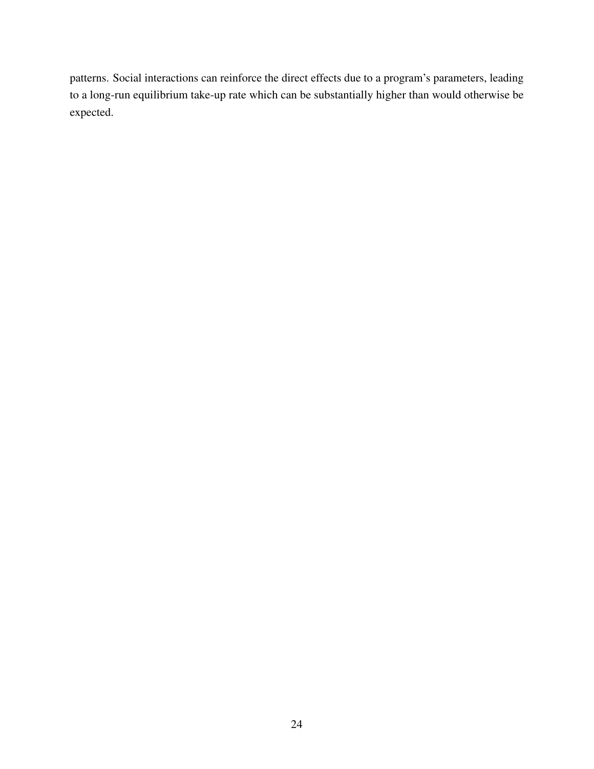patterns. Social interactions can reinforce the direct effects due to a program's parameters, leading to a long-run equilibrium take-up rate which can be substantially higher than would otherwise be expected.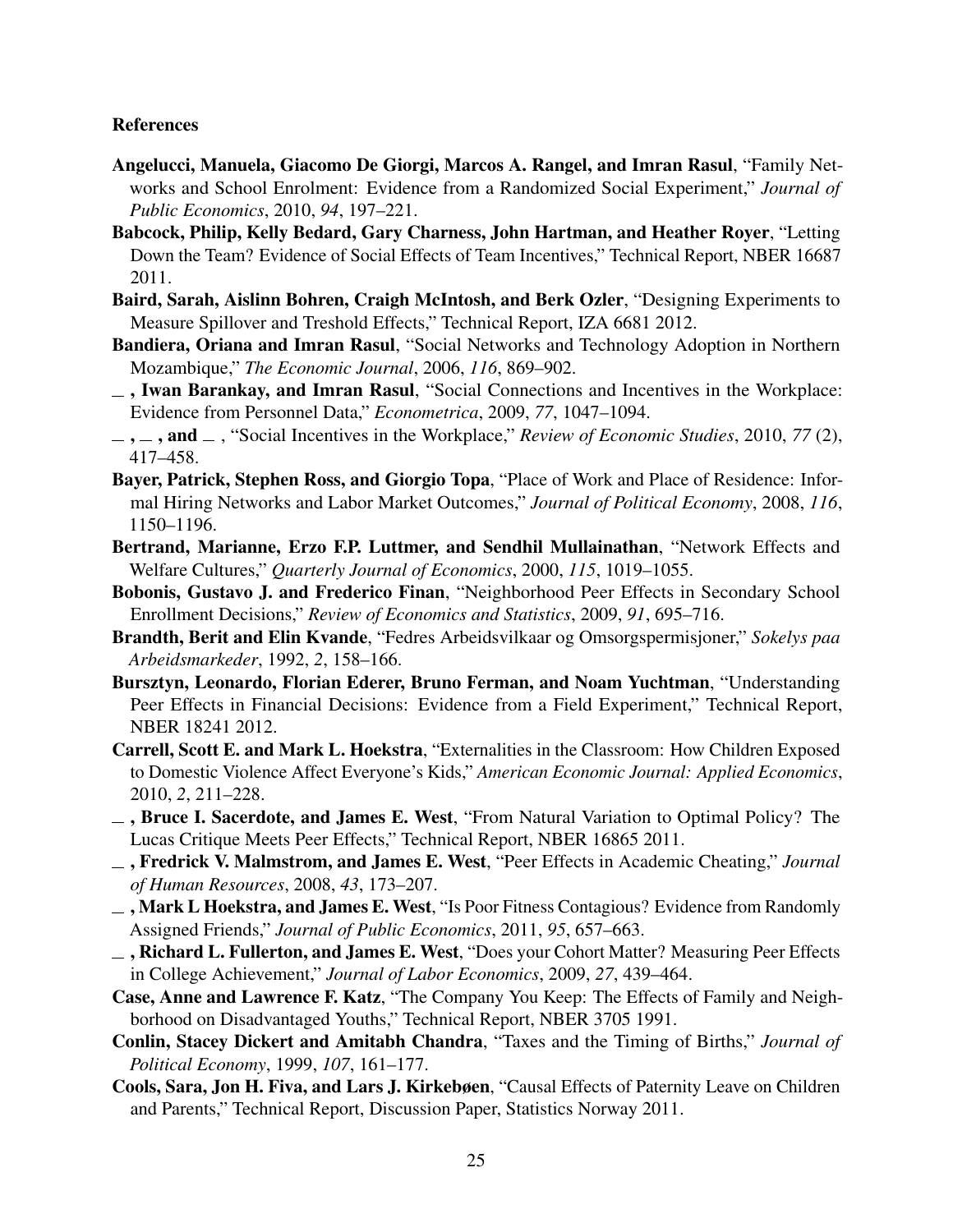**References**

**Angelucci, Manuela, Giacomo De Giorgi, Marcos A. Rangel, and Imran Rasul**, "Family Networks and School Enrolment: Evidence from a Randomized Social Experiment," *Journal of Public Economics*, 2010, *94*, 197–221.

**Babcock, Philip, Kelly Bedard, Gary Charness, John Hartman, and Heather Royer**, "Letting Down the Team? Evidence of Social Effects of Team Incentives," Technical Report, NBER 16687 2011.

**Baird, Sarah, Aislinn Bohren, Craigh McIntosh, and Berk Ozler**, "Designing Experiments to Measure Spillover and Treshold Effects," Technical Report, IZA 6681 2012.

**Bandiera, Oriana and Imran Rasul**, "Social Networks and Technology Adoption in Northern Mozambique," *The Economic Journal*, 2006, *116*, 869–902.

**_ , Iwan Barankay, and Imran Rasul**, "Social Connections and Incentives in the Workplace: Evidence from Personnel Data," *Econometrica*, 2009, *77*, 1047–1094.

**_ , _ , and _** , "Social Incentives in the Workplace," *Review of Economic Studies*, 2010, *77* (2), 417–458.

**Bayer, Patrick, Stephen Ross, and Giorgio Topa**, "Place of Work and Place of Residence: Informal Hiring Networks and Labor Market Outcomes," *Journal of Political Economy*, 2008, *116*, 1150–1196.

**Bertrand, Marianne, Erzo F.P. Luttmer, and Sendhil Mullainathan**, "Network Effects and Welfare Cultures," *Quarterly Journal of Economics*, 2000, *115*, 1019–1055.

**Bobonis, Gustavo J. and Frederico Finan**, "Neighborhood Peer Effects in Secondary School Enrollment Decisions," *Review of Economics and Statistics*, 2009, *91*, 695–716.

**Brandth, Berit and Elin Kvande**, "Fedres Arbeidsvilkaar og Omsorgspermisjoner," *Sokelys paa Arbeidsmarkeder*, 1992, *2*, 158–166.

**Bursztyn, Leonardo, Florian Ederer, Bruno Ferman, and Noam Yuchtman**, "Understanding Peer Effects in Financial Decisions: Evidence from a Field Experiment," Technical Report, NBER 18241 2012.

**Carrell, Scott E. and Mark L. Hoekstra**, "Externalities in the Classroom: How Children Exposed to Domestic Violence Affect Everyone's Kids," *American Economic Journal: Applied Economics*, 2010, *2*, 211–228.

**_ , Bruce I. Sacerdote, and James E. West**, "From Natural Variation to Optimal Policy? The Lucas Critique Meets Peer Effects," Technical Report, NBER 16865 2011.

**_ , Fredrick V. Malmstrom, and James E. West**, "Peer Effects in Academic Cheating," *Journal of Human Resources*, 2008, *43*, 173–207.

**_ , Mark L Hoekstra, and James E. West**, "Is Poor Fitness Contagious? Evidence from Randomly Assigned Friends," *Journal of Public Economics*, 2011, *95*, 657–663.

**_ , Richard L. Fullerton, and James E. West**, "Does your Cohort Matter? Measuring Peer Effects in College Achievement," *Journal of Labor Economics*, 2009, *27*, 439–464.

**Case, Anne and Lawrence F. Katz**, "The Company You Keep: The Effects of Family and Neighborhood on Disadvantaged Youths," Technical Report, NBER 3705 1991.

**Conlin, Stacey Dickert and Amitabh Chandra**, "Taxes and the Timing of Births," *Journal of Political Economy*, 1999, *107*, 161–177.

**Cools, Sara, Jon H. Fiva, and Lars J. Kirkebøen**, "Causal Effects of Paternity Leave on Children and Parents," Technical Report, Discussion Paper, Statistics Norway 2011.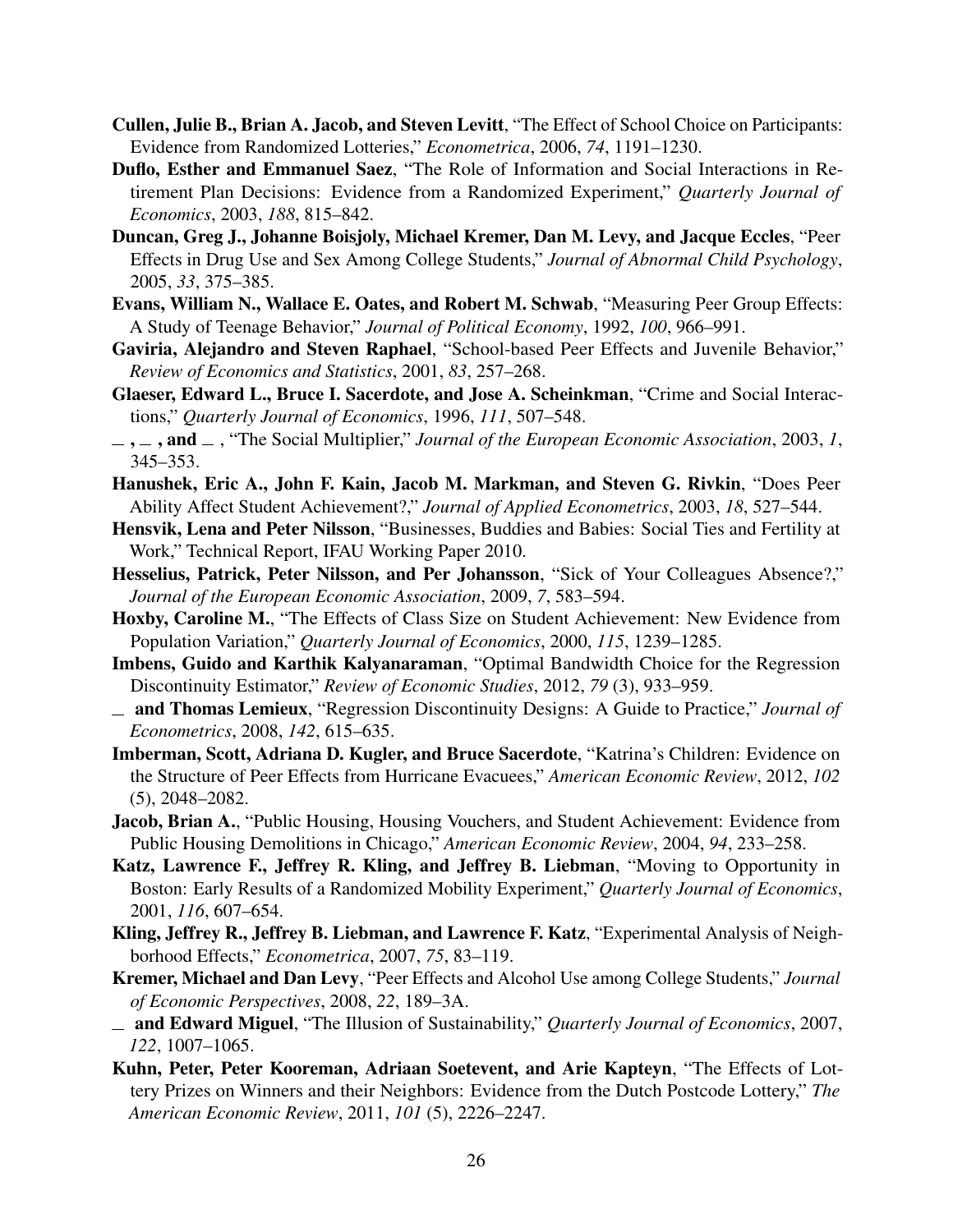**Cullen, Julie B., Brian A. Jacob, and Steven Levitt**, "The Effect of School Choice on Participants: Evidence from Randomized Lotteries," *Econometrica*, 2006, *74*, 1191–1230.

**Duflo, Esther and Emmanuel Saez**, "The Role of Information and Social Interactions in Retirement Plan Decisions: Evidence from a Randomized Experiment," *Quarterly Journal of Economics*, 2003, *188*, 815–842.

**Duncan, Greg J., Johanne Boisjoly, Michael Kremer, Dan M. Levy, and Jacque Eccles**, "Peer Effects in Drug Use and Sex Among College Students," *Journal of Abnormal Child Psychology*, 2005, *33*, 375–385.

**Evans, William N., Wallace E. Oates, and Robert M. Schwab**, "Measuring Peer Group Effects: A Study of Teenage Behavior," *Journal of Political Economy*, 1992, *100*, 966–991.

**Gaviria, Alejandro and Steven Raphael**, "School-based Peer Effects and Juvenile Behavior," *Review of Economics and Statistics*, 2001, *83*, 257–268.

**Glaeser, Edward L., Bruce I. Sacerdote, and Jose A. Scheinkman**, "Crime and Social Interactions," *Quarterly Journal of Economics*, 1996, *111*, 507–548.

**_ , _ , and _** , "The Social Multiplier," *Journal of the European Economic Association*, 2003, *1*, 345–353.

**Hanushek, Eric A., John F. Kain, Jacob M. Markman, and Steven G. Rivkin**, "Does Peer Ability Affect Student Achievement?," *Journal of Applied Econometrics*, 2003, *18*, 527–544.

**Hensvik, Lena and Peter Nilsson**, "Businesses, Buddies and Babies: Social Ties and Fertility at Work," Technical Report, IFAU Working Paper 2010.

**Hesselius, Patrick, Peter Nilsson, and Per Johansson**, "Sick of Your Colleagues Absence?," *Journal of the European Economic Association*, 2009, *7*, 583–594.

**Hoxby, Caroline M.**, "The Effects of Class Size on Student Achievement: New Evidence from Population Variation," *Quarterly Journal of Economics*, 2000, *115*, 1239–1285.

**Imbens, Guido and Karthik Kalyanaraman**, "Optimal Bandwidth Choice for the Regression Discontinuity Estimator," *Review of Economic Studies*, 2012, *79* (3), 933–959.

**_ and Thomas Lemieux**, "Regression Discontinuity Designs: A Guide to Practice," *Journal of Econometrics*, 2008, *142*, 615–635.

**Imberman, Scott, Adriana D. Kugler, and Bruce Sacerdote**, "Katrina's Children: Evidence on the Structure of Peer Effects from Hurricane Evacuees," *American Economic Review*, 2012, *102* (5), 2048–2082.

**Jacob, Brian A.**, "Public Housing, Housing Vouchers, and Student Achievement: Evidence from Public Housing Demolitions in Chicago," *American Economic Review*, 2004, *94*, 233–258.

**Katz, Lawrence F., Jeffrey R. Kling, and Jeffrey B. Liebman**, "Moving to Opportunity in Boston: Early Results of a Randomized Mobility Experiment," *Quarterly Journal of Economics*, 2001, *116*, 607–654.

**Kling, Jeffrey R., Jeffrey B. Liebman, and Lawrence F. Katz**, "Experimental Analysis of Neighborhood Effects," *Econometrica*, 2007, *75*, 83–119.

**Kremer, Michael and Dan Levy**, "Peer Effects and Alcohol Use among College Students," *Journal of Economic Perspectives*, 2008, *22*, 189–3A.

**_ and Edward Miguel**, "The Illusion of Sustainability," *Quarterly Journal of Economics*, 2007, *122*, 1007–1065.

**Kuhn, Peter, Peter Kooreman, Adriaan Soetevent, and Arie Kapteyn**, "The Effects of Lottery Prizes on Winners and their Neighbors: Evidence from the Dutch Postcode Lottery," *The American Economic Review*, 2011, *101* (5), 2226–2247.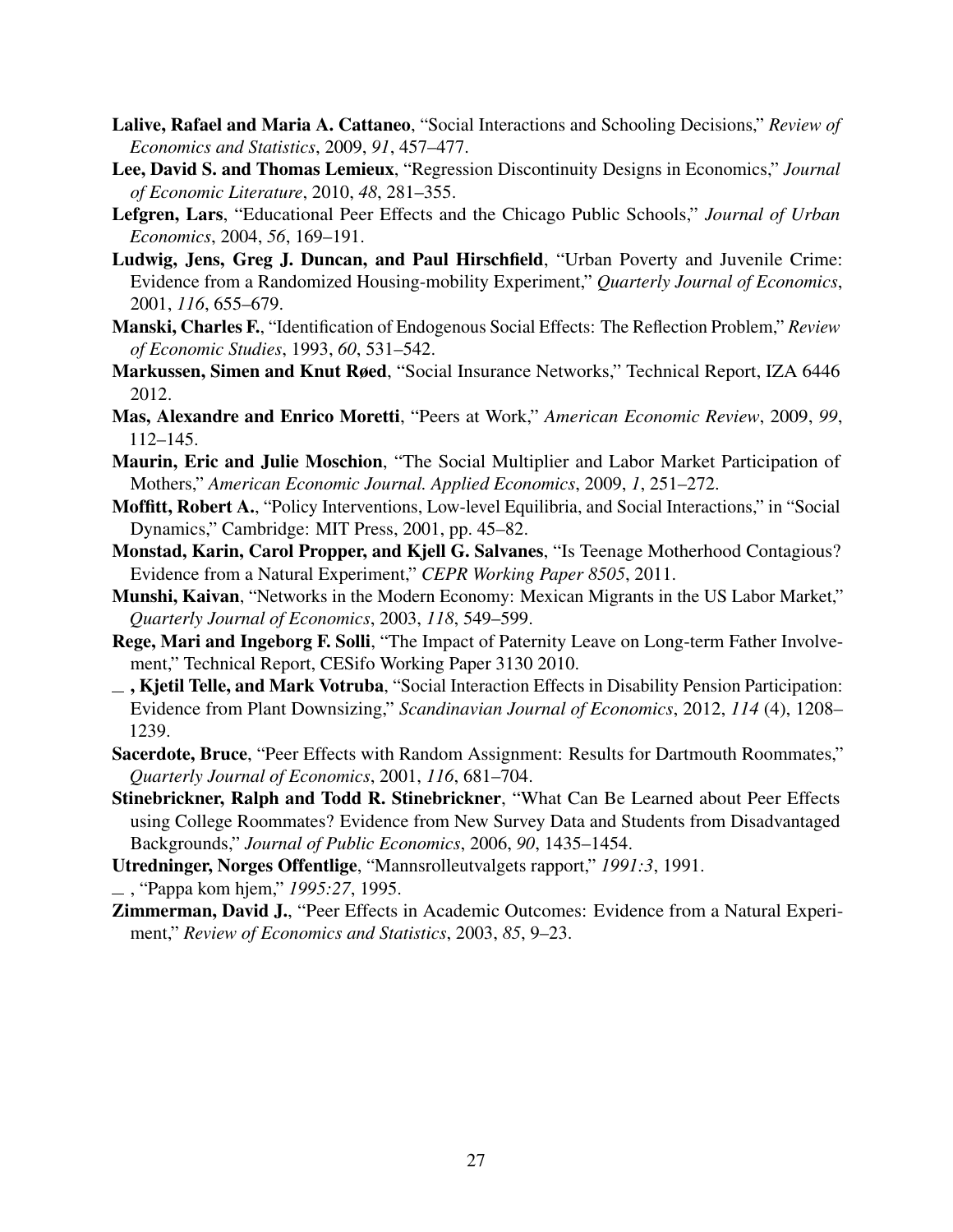**Lalive, Rafael and Maria A. Cattaneo**, "Social Interactions and Schooling Decisions," *Review of Economics and Statistics*, 2009, *91*, 457–477.

**Lee, David S. and Thomas Lemieux**, "Regression Discontinuity Designs in Economics," *Journal of Economic Literature*, 2010, *48*, 281–355.

**Lefgren, Lars**, "Educational Peer Effects and the Chicago Public Schools," *Journal of Urban Economics*, 2004, *56*, 169–191.

**Ludwig, Jens, Greg J. Duncan, and Paul Hirschfield**, "Urban Poverty and Juvenile Crime: Evidence from a Randomized Housing-mobility Experiment," *Quarterly Journal of Economics*, 2001, *116*, 655–679.

**Manski, Charles F.**, "Identification of Endogenous Social Effects: The Reflection Problem," *Review of Economic Studies*, 1993, *60*, 531–542.

**Markussen, Simen and Knut Røed**, "Social Insurance Networks," Technical Report, IZA 6446 2012.

**Mas, Alexandre and Enrico Moretti**, "Peers at Work," *American Economic Review*, 2009, *99*, 112–145.

**Maurin, Eric and Julie Moschion**, "The Social Multiplier and Labor Market Participation of Mothers," *American Economic Journal. Applied Economics*, 2009, *1*, 251–272.

**Moffitt, Robert A.**, "Policy Interventions, Low-level Equilibria, and Social Interactions," in "Social Dynamics," Cambridge: MIT Press, 2001, pp. 45–82.

**Monstad, Karin, Carol Propper, and Kjell G. Salvanes**, "Is Teenage Motherhood Contagious? Evidence from a Natural Experiment," *CEPR Working Paper 8505*, 2011.

**Munshi, Kaivan**, "Networks in the Modern Economy: Mexican Migrants in the US Labor Market," *Quarterly Journal of Economics*, 2003, *118*, 549–599.

**Rege, Mari and Ingeborg F. Solli**, "The Impact of Paternity Leave on Long-term Father Involvement," Technical Report, CESifo Working Paper 3130 2010.

**_ , Kjetil Telle, and Mark Votruba**, "Social Interaction Effects in Disability Pension Participation: Evidence from Plant Downsizing," *Scandinavian Journal of Economics*, 2012, *114* (4), 1208–1239.

**Sacerdote, Bruce**, "Peer Effects with Random Assignment: Results for Dartmouth Roommates," *Quarterly Journal of Economics*, 2001, *116*, 681–704.

**Stinebrickner, Ralph and Todd R. Stinebrickner**, "What Can Be Learned about Peer Effects using College Roommates? Evidence from New Survey Data and Students from Disadvantaged Backgrounds," *Journal of Public Economics*, 2006, *90*, 1435–1454.

**Utredninger, Norges Offentlige**, "Mannsrolleutvalgets rapport," *1991:3*, 1991.

_ , "Pappa kom hjem," *1995:27*, 1995.

**Zimmerman, David J.**, "Peer Effects in Academic Outcomes: Evidence from a Natural Experiment," *Review of Economics and Statistics*, 2003, *85*, 9–23.